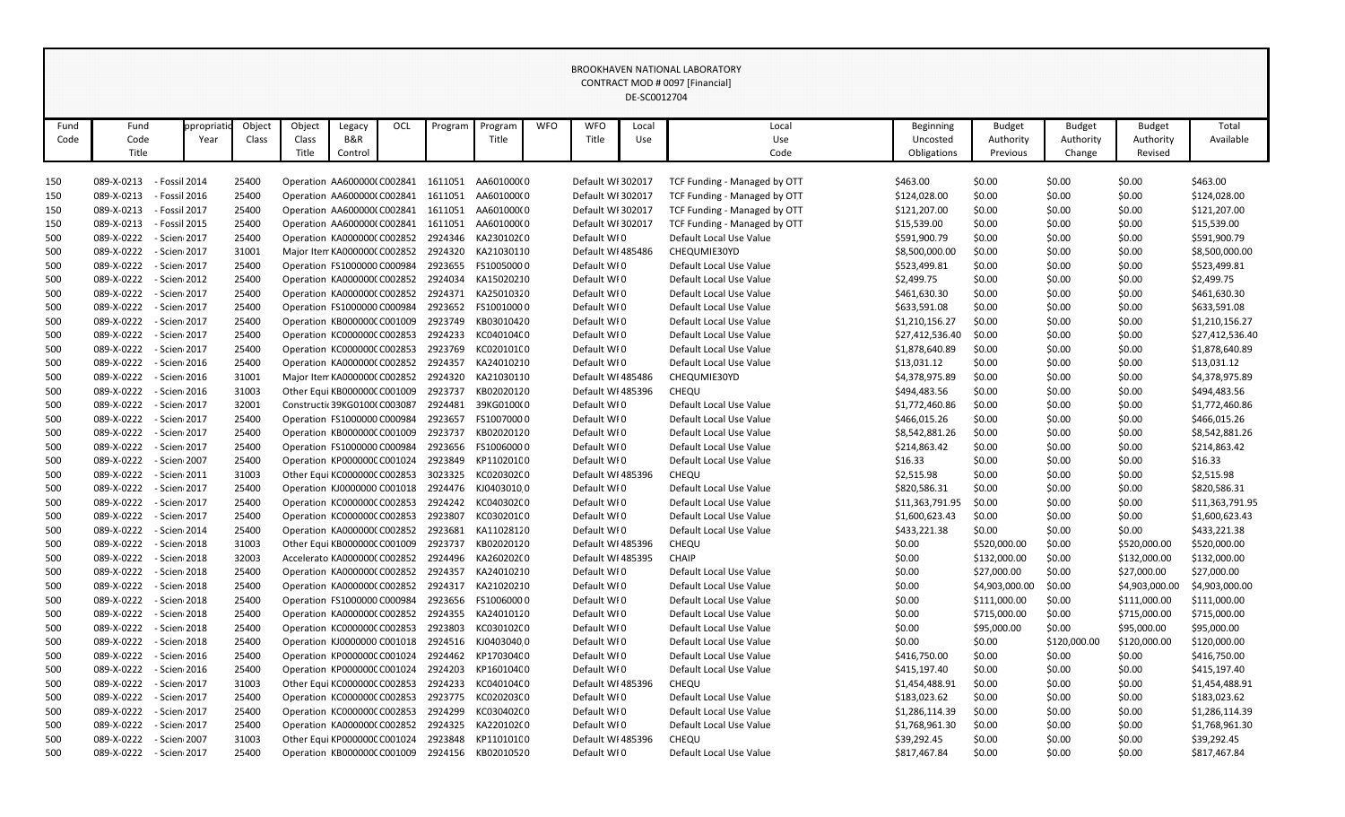BROOKHAVEN NATIONAL LABORATORY
CONTRACT MOD # 0097 [Financial]
DE-SC0012704

| Fund Code | Fund Code Title | ppropriatio Year | Object Class | Object Class Title | Legacy B&R Control | OCL | Program | Program Title | WFO | WFO Title | Local Use | Local Use Code | Beginning Uncosted Obligations | Budget Authority Previous | Budget Authority Change | Budget Authority Revised | Total Available |
|---|---|---|---|---|---|---|---|---|---|---|---|---|---|---|---|---|---|
| 150 | 089-X-0213 | - Fossil 2014 | 25400 | Operation | AA600000( | C002841 | 1611051 | AA601000( 0 | | Default WI | 302017 | TCF Funding - Managed by OTT | $463.00 | $0.00 | $0.00 | $0.00 | $463.00 |
| 150 | 089-X-0213 | - Fossil 2016 | 25400 | Operation | AA600000( | C002841 | 1611051 | AA601000( 0 | | Default WI | 302017 | TCF Funding - Managed by OTT | $124,028.00 | $0.00 | $0.00 | $0.00 | $124,028.00 |
| 150 | 089-X-0213 | - Fossil 2017 | 25400 | Operation | AA600000( | C002841 | 1611051 | AA601000( 0 | | Default WI | 302017 | TCF Funding - Managed by OTT | $121,207.00 | $0.00 | $0.00 | $0.00 | $121,207.00 |
| 150 | 089-X-0213 | - Fossil 2015 | 25400 | Operation | AA600000( | C002841 | 1611051 | AA601000( 0 | | Default WI | 302017 | TCF Funding - Managed by OTT | $15,539.00 | $0.00 | $0.00 | $0.00 | $15,539.00 |
| 500 | 089-X-0222 | - Scien 2017 | 25400 | Operation | KA000000( | C002852 | 2924346 | KA230102( 0 | | Default WI | 0 | Default Local Use Value | $591,900.79 | $0.00 | $0.00 | $0.00 | $591,900.79 |
| 500 | 089-X-0222 | - Scien 2017 | 31001 | Major Item | KA000000( | C002852 | 2924320 | KA210301 1 0 | | Default WI | 485486 | CHEQUMIE30YD | $8,500,000.00 | $0.00 | $0.00 | $0.00 | $8,500,000.00 |
| 500 | 089-X-0222 | - Scien 2017 | 25400 | Operation | FS1000000 | C000984 | 2923655 | FS1005000 0 | | Default WI | 0 | Default Local Use Value | $523,499.81 | $0.00 | $0.00 | $0.00 | $523,499.81 |
| 500 | 089-X-0222 | - Scien 2012 | 25400 | Operation | KA000000( | C002852 | 2924034 | KA150202 1 0 | | Default WI | 0 | Default Local Use Value | $2,499.75 | $0.00 | $0.00 | $0.00 | $2,499.75 |
| 500 | 089-X-0222 | - Scien 2017 | 25400 | Operation | KA000000( | C002852 | 2924371 | KA250103 2 0 | | Default WI | 0 | Default Local Use Value | $461,630.30 | $0.00 | $0.00 | $0.00 | $461,630.30 |
| 500 | 089-X-0222 | - Scien 2017 | 25400 | Operation | FS1000000 | C000984 | 2923652 | FS1001000 0 | | Default WI | 0 | Default Local Use Value | $633,591.08 | $0.00 | $0.00 | $0.00 | $633,591.08 |
| 500 | 089-X-0222 | - Scien 2017 | 25400 | Operation | KB000000( | C001009 | 2923749 | KB030104 2 0 | | Default WI | 0 | Default Local Use Value | $1,210,156.27 | $0.00 | $0.00 | $0.00 | $1,210,156.27 |
| 500 | 089-X-0222 | - Scien 2017 | 25400 | Operation | KC000000( | C002853 | 2924233 | KC040104( 0 | | Default WI | 0 | Default Local Use Value | $27,412,536.40 | $0.00 | $0.00 | $0.00 | $27,412,536.40 |
| 500 | 089-X-0222 | - Scien 2017 | 25400 | Operation | KC000000( | C002853 | 2923769 | KC020101( 0 | | Default WI | 0 | Default Local Use Value | $1,878,640.89 | $0.00 | $0.00 | $0.00 | $1,878,640.89 |
| 500 | 089-X-0222 | - Scien 2016 | 25400 | Operation | KA000000( | C002852 | 2924357 | KA240102 1 0 | | Default WI | 0 | Default Local Use Value | $13,031.12 | $0.00 | $0.00 | $0.00 | $13,031.12 |
| 500 | 089-X-0222 | - Scien 2016 | 31001 | Major Item | KA000000( | C002852 | 2924320 | KA210301 1 0 | | Default WI | 485486 | CHEQUMIE30YD | $4,378,975.89 | $0.00 | $0.00 | $0.00 | $4,378,975.89 |
| 500 | 089-X-0222 | - Scien 2016 | 31003 | Other Equi | KB000000( | C001009 | 2923737 | KB020201 2 0 | | Default WI | 485396 | CHEQU | $494,483.56 | $0.00 | $0.00 | $0.00 | $494,483.56 |
| 500 | 089-X-0222 | - Scien 2017 | 32001 | Constructi | 39KG0100( | C003087 | 2924481 | 39KG0100( 0 | | Default WI | 0 | Default Local Use Value | $1,772,460.86 | $0.00 | $0.00 | $0.00 | $1,772,460.86 |
| 500 | 089-X-0222 | - Scien 2017 | 25400 | Operation | FS1000000 | C000984 | 2923657 | FS1007000 0 | | Default WI | 0 | Default Local Use Value | $466,015.26 | $0.00 | $0.00 | $0.00 | $466,015.26 |
| 500 | 089-X-0222 | - Scien 2017 | 25400 | Operation | KB000000( | C001009 | 2923737 | KB020201 2 0 | | Default WI | 0 | Default Local Use Value | $8,542,881.26 | $0.00 | $0.00 | $0.00 | $8,542,881.26 |
| 500 | 089-X-0222 | - Scien 2017 | 25400 | Operation | FS1000000 | C000984 | 2923656 | FS1006000 0 | | Default WI | 0 | Default Local Use Value | $214,863.42 | $0.00 | $0.00 | $0.00 | $214,863.42 |
| 500 | 089-X-0222 | - Scien 2007 | 25400 | Operation | KP000000( | C001024 | 2923849 | KP110201( 0 | | Default WI | 0 | Default Local Use Value | $16.33 | $0.00 | $0.00 | $0.00 | $16.33 |
| 500 | 089-X-0222 | - Scien 2011 | 31003 | Other Equi | KC000000( | C002853 | 3023325 | KC020302( 0 | | Default WI | 485396 | CHEQU | $2,515.98 | $0.00 | $0.00 | $0.00 | $2,515.98 |
| 500 | 089-X-0222 | - Scien 2017 | 25400 | Operation | KJ0000000 | C001018 | 2924476 | KJ0403010 0 | | Default WI | 0 | Default Local Use Value | $820,586.31 | $0.00 | $0.00 | $0.00 | $820,586.31 |
| 500 | 089-X-0222 | - Scien 2017 | 25400 | Operation | KC000000( | C002853 | 2924242 | KC040302( 0 | | Default WI | 0 | Default Local Use Value | $11,363,791.95 | $0.00 | $0.00 | $0.00 | $11,363,791.95 |
| 500 | 089-X-0222 | - Scien 2017 | 25400 | Operation | KC000000( | C002853 | 2923807 | KC030201( 0 | | Default WI | 0 | Default Local Use Value | $1,600,623.43 | $0.00 | $0.00 | $0.00 | $1,600,623.43 |
| 500 | 089-X-0222 | - Scien 2014 | 25400 | Operation | KA000000( | C002852 | 2923681 | KA110281 2 0 | | Default WI | 0 | Default Local Use Value | $433,221.38 | $0.00 | $0.00 | $0.00 | $433,221.38 |
| 500 | 089-X-0222 | - Scien 2018 | 31003 | Other Equi | KB000000( | C001009 | 2923737 | KB020201 2 0 | | Default WI | 485396 | CHEQU | $0.00 | $520,000.00 | $0.00 | $520,000.00 | $520,000.00 |
| 500 | 089-X-0222 | - Scien 2018 | 32003 | Accelerato | KA000000( | C002852 | 2924496 | KA260202( 0 | | Default WI | 485395 | CHAIP | $0.00 | $132,000.00 | $0.00 | $132,000.00 | $132,000.00 |
| 500 | 089-X-0222 | - Scien 2018 | 25400 | Operation | KA000000( | C002852 | 2924357 | KA240102 1 0 | | Default WI | 0 | Default Local Use Value | $0.00 | $27,000.00 | $0.00 | $27,000.00 | $27,000.00 |
| 500 | 089-X-0222 | - Scien 2018 | 25400 | Operation | KA000000( | C002852 | 2924317 | KA210202 1 0 | | Default WI | 0 | Default Local Use Value | $0.00 | $4,903,000.00 | $0.00 | $4,903,000.00 | $4,903,000.00 |
| 500 | 089-X-0222 | - Scien 2018 | 25400 | Operation | FS1000000 | C000984 | 2923656 | FS1006000 0 | | Default WI | 0 | Default Local Use Value | $0.00 | $111,000.00 | $0.00 | $111,000.00 | $111,000.00 |
| 500 | 089-X-0222 | - Scien 2018 | 25400 | Operation | KA000000( | C002852 | 2924355 | KA240101 2 0 | | Default WI | 0 | Default Local Use Value | $0.00 | $715,000.00 | $0.00 | $715,000.00 | $715,000.00 |
| 500 | 089-X-0222 | - Scien 2018 | 25400 | Operation | KC000000( | C002853 | 2923803 | KC030102( 0 | | Default WI | 0 | Default Local Use Value | $0.00 | $95,000.00 | $0.00 | $95,000.00 | $95,000.00 |
| 500 | 089-X-0222 | - Scien 2018 | 25400 | Operation | KJ0000000 | C001018 | 2924516 | KJ0403040 0 | | Default WI | 0 | Default Local Use Value | $0.00 | $0.00 | $120,000.00 | $120,000.00 | $120,000.00 |
| 500 | 089-X-0222 | - Scien 2016 | 25400 | Operation | KP000000( | C001024 | 2924462 | KP170304( 0 | | Default WI | 0 | Default Local Use Value | $416,750.00 | $0.00 | $0.00 | $0.00 | $416,750.00 |
| 500 | 089-X-0222 | - Scien 2016 | 25400 | Operation | KP000000( | C001024 | 2924203 | KP160104( 0 | | Default WI | 0 | Default Local Use Value | $415,197.40 | $0.00 | $0.00 | $0.00 | $415,197.40 |
| 500 | 089-X-0222 | - Scien 2017 | 31003 | Other Equi | KC000000( | C002853 | 2924233 | KC040104( 0 | | Default WI | 485396 | CHEQU | $1,454,488.91 | $0.00 | $0.00 | $0.00 | $1,454,488.91 |
| 500 | 089-X-0222 | - Scien 2017 | 25400 | Operation | KC000000( | C002853 | 2923775 | KC020203( 0 | | Default WI | 0 | Default Local Use Value | $183,023.62 | $0.00 | $0.00 | $0.00 | $183,023.62 |
| 500 | 089-X-0222 | - Scien 2017 | 25400 | Operation | KC000000( | C002853 | 2924299 | KC030402( 0 | | Default WI | 0 | Default Local Use Value | $1,286,114.39 | $0.00 | $0.00 | $0.00 | $1,286,114.39 |
| 500 | 089-X-0222 | - Scien 2017 | 25400 | Operation | KA000000( | C002852 | 2924325 | KA220102( 0 | | Default WI | 0 | Default Local Use Value | $1,768,961.30 | $0.00 | $0.00 | $0.00 | $1,768,961.30 |
| 500 | 089-X-0222 | - Scien 2007 | 31003 | Other Equi | KP000000( | C001024 | 2923848 | KP110101( 0 | | Default WI | 485396 | CHEQU | $39,292.45 | $0.00 | $0.00 | $0.00 | $39,292.45 |
| 500 | 089-X-0222 | - Scien 2017 | 25400 | Operation | KB000000( | C001009 | 2924156 | KB020105 2 0 | | Default WI | 0 | Default Local Use Value | $817,467.84 | $0.00 | $0.00 | $0.00 | $817,467.84 |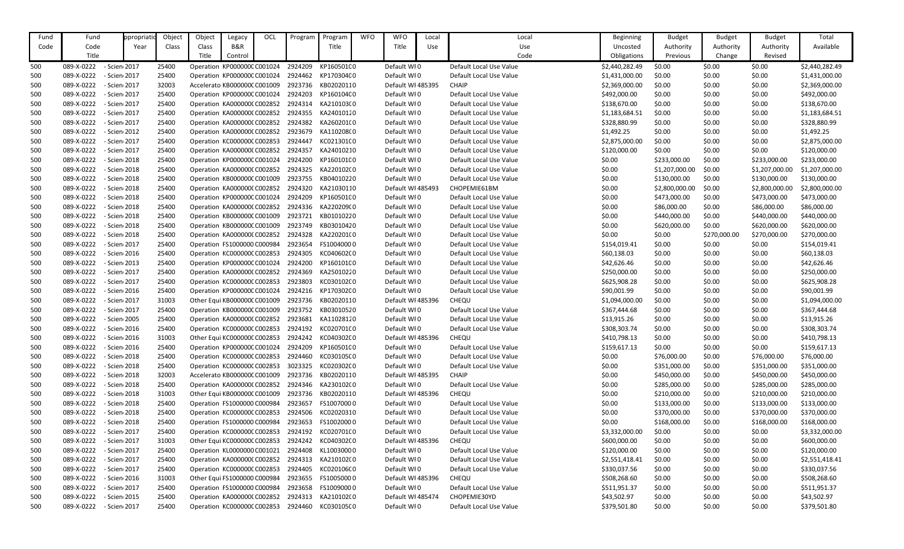| Fund Code | Fund Code Title | Appropriation Year | Object Class | Object Class Title | Legacy B&R Control | OCL | Program | Program Title | WFO | WFO Title | Local Use | Local Use Code | Beginning Uncosted Obligations | Budget Authority Previous | Budget Authority Change | Budget Authority Revised | Total Available |
|---|---|---|---|---|---|---|---|---|---|---|---|---|---|---|---|---|---|
| 500 | 089-X-0222 | - Scien 2017 | 25400 | Operation | KP000000C | C001024 | 2924209 | KP1605010 | | Default WI | 0 | Default Local Use Value | $2,440,282.49 | $0.00 | $0.00 | $0.00 | $2,440,282.49 |
| 500 | 089-X-0222 | - Scien 2017 | 25400 | Operation | KP000000C | C001024 | 2924462 | KP1703040 | | Default WI | 0 | Default Local Use Value | $1,431,000.00 | $0.00 | $0.00 | $0.00 | $1,431,000.00 |
| 500 | 089-X-0222 | - Scien 2017 | 32003 | Accelerato | KB000000C | C001009 | 2923736 | KB0202011 | | Default WI | 485395 | CHAIP | $2,369,000.00 | $0.00 | $0.00 | $0.00 | $2,369,000.00 |
| 500 | 089-X-0222 | - Scien 2017 | 25400 | Operation | KP000000C | C001024 | 2924203 | KP1601040 | | Default WI | 0 | Default Local Use Value | $492,000.00 | $0.00 | $0.00 | $0.00 | $492,000.00 |
| 500 | 089-X-0222 | - Scien 2017 | 25400 | Operation | KA000000C | C002852 | 2924314 | KA2101030 | | Default WI | 0 | Default Local Use Value | $138,670.00 | $0.00 | $0.00 | $0.00 | $138,670.00 |
| 500 | 089-X-0222 | - Scien 2017 | 25400 | Operation | KA000000C | C002852 | 2924355 | KA2401012 | | Default WI | 0 | Default Local Use Value | $1,183,684.51 | $0.00 | $0.00 | $0.00 | $1,183,684.51 |
| 500 | 089-X-0222 | - Scien 2017 | 25400 | Operation | KA000000C | C002852 | 2924382 | KA2602010 | | Default WI | 0 | Default Local Use Value | $328,880.99 | $0.00 | $0.00 | $0.00 | $328,880.99 |
| 500 | 089-X-0222 | - Scien 2012 | 25400 | Operation | KA000000C | C002852 | 2923679 | KA1102080 | | Default WI | 0 | Default Local Use Value | $1,492.25 | $0.00 | $0.00 | $0.00 | $1,492.25 |
| 500 | 089-X-0222 | - Scien 2017 | 25400 | Operation | KC000000C | C002853 | 2924447 | KC0213010 | | Default WI | 0 | Default Local Use Value | $2,875,000.00 | $0.00 | $0.00 | $0.00 | $2,875,000.00 |
| 500 | 089-X-0222 | - Scien 2017 | 25400 | Operation | KA000000C | C002852 | 2924357 | KA2401021 | | Default WI | 0 | Default Local Use Value | $120,000.00 | $0.00 | $0.00 | $0.00 | $120,000.00 |
| 500 | 089-X-0222 | - Scien 2018 | 25400 | Operation | KP000000C | C001024 | 2924200 | KP1601010 | | Default WI | 0 | Default Local Use Value | $0.00 | $233,000.00 | $0.00 | $233,000.00 | $233,000.00 |
| 500 | 089-X-0222 | - Scien 2018 | 25400 | Operation | KA000000C | C002852 | 2924325 | KA2201020 | | Default WI | 0 | Default Local Use Value | $0.00 | $1,207,000.00 | $0.00 | $1,207,000.00 | $1,207,000.00 |
| 500 | 089-X-0222 | - Scien 2018 | 25400 | Operation | KB000000C | C001009 | 2923755 | KB0401022 | | Default WI | 0 | Default Local Use Value | $0.00 | $130,000.00 | $0.00 | $130,000.00 | $130,000.00 |
| 500 | 089-X-0222 | - Scien 2018 | 25400 | Operation | KA000000C | C002852 | 2924320 | KA2103011 | | Default WI | 485493 | CHOPEMIE61BM | $0.00 | $2,800,000.00 | $0.00 | $2,800,000.00 | $2,800,000.00 |
| 500 | 089-X-0222 | - Scien 2018 | 25400 | Operation | KP000000C | C001024 | 2924209 | KP1605010 | | Default WI | 0 | Default Local Use Value | $0.00 | $473,000.00 | $0.00 | $473,000.00 | $473,000.00 |
| 500 | 089-X-0222 | - Scien 2018 | 25400 | Operation | KA000000C | C002852 | 2924336 | KA2202090 | | Default WI | 0 | Default Local Use Value | $0.00 | $86,000.00 | $0.00 | $86,000.00 | $86,000.00 |
| 500 | 089-X-0222 | - Scien 2018 | 25400 | Operation | KB000000C | C001009 | 2923721 | KB0101022 | | Default WI | 0 | Default Local Use Value | $0.00 | $440,000.00 | $0.00 | $440,000.00 | $440,000.00 |
| 500 | 089-X-0222 | - Scien 2018 | 25400 | Operation | KB000000C | C001009 | 2923749 | KB0301042 | | Default WI | 0 | Default Local Use Value | $0.00 | $620,000.00 | $0.00 | $620,000.00 | $620,000.00 |
| 500 | 089-X-0222 | - Scien 2018 | 25400 | Operation | KA000000C | C002852 | 2924328 | KA2202010 | | Default WI | 0 | Default Local Use Value | $0.00 | $0.00 | $270,000.00 | $270,000.00 | $270,000.00 |
| 500 | 089-X-0222 | - Scien 2017 | 25400 | Operation | FS1000000 | C000984 | 2923654 | FS1004000 | | Default WI | 0 | Default Local Use Value | $154,019.41 | $0.00 | $0.00 | $0.00 | $154,019.41 |
| 500 | 089-X-0222 | - Scien 2016 | 25400 | Operation | KC000000C | C002853 | 2924305 | KC0406020 | | Default WI | 0 | Default Local Use Value | $60,138.03 | $0.00 | $0.00 | $0.00 | $60,138.03 |
| 500 | 089-X-0222 | - Scien 2013 | 25400 | Operation | KP000000C | C001024 | 2924200 | KP1601010 | | Default WI | 0 | Default Local Use Value | $42,626.46 | $0.00 | $0.00 | $0.00 | $42,626.46 |
| 500 | 089-X-0222 | - Scien 2017 | 25400 | Operation | KA000000C | C002852 | 2924369 | KA2501022 | | Default WI | 0 | Default Local Use Value | $250,000.00 | $0.00 | $0.00 | $0.00 | $250,000.00 |
| 500 | 089-X-0222 | - Scien 2017 | 25400 | Operation | KC000000C | C002853 | 2923803 | KC0301020 | | Default WI | 0 | Default Local Use Value | $625,908.28 | $0.00 | $0.00 | $0.00 | $625,908.28 |
| 500 | 089-X-0222 | - Scien 2016 | 25400 | Operation | KP000000C | C001024 | 2924216 | KP1703020 | | Default WI | 0 | Default Local Use Value | $90,001.99 | $0.00 | $0.00 | $0.00 | $90,001.99 |
| 500 | 089-X-0222 | - Scien 2017 | 31003 | Other Equi | KB000000C | C001009 | 2923736 | KB0202011 | | Default WI | 485396 | CHEQU | $1,094,000.00 | $0.00 | $0.00 | $0.00 | $1,094,000.00 |
| 500 | 089-X-0222 | - Scien 2017 | 25400 | Operation | KB000000C | C001009 | 2923752 | KB0301052 | | Default WI | 0 | Default Local Use Value | $367,444.68 | $0.00 | $0.00 | $0.00 | $367,444.68 |
| 500 | 089-X-0222 | - Scien 2005 | 25400 | Operation | KA000000C | C002852 | 2923681 | KA1102812 | | Default WI | 0 | Default Local Use Value | $13,915.26 | $0.00 | $0.00 | $0.00 | $13,915.26 |
| 500 | 089-X-0222 | - Scien 2016 | 25400 | Operation | KC000000C | C002853 | 2924192 | KC0207010 | | Default WI | 0 | Default Local Use Value | $308,303.74 | $0.00 | $0.00 | $0.00 | $308,303.74 |
| 500 | 089-X-0222 | - Scien 2016 | 31003 | Other Equi | KC000000C | C002853 | 2924242 | KC0403020 | | Default WI | 485396 | CHEQU | $410,798.13 | $0.00 | $0.00 | $0.00 | $410,798.13 |
| 500 | 089-X-0222 | - Scien 2016 | 25400 | Operation | KP000000C | C001024 | 2924209 | KP1605010 | | Default WI | 0 | Default Local Use Value | $159,617.13 | $0.00 | $0.00 | $0.00 | $159,617.13 |
| 500 | 089-X-0222 | - Scien 2018 | 25400 | Operation | KC000000C | C002853 | 2924460 | KC0301050 | | Default WI | 0 | Default Local Use Value | $0.00 | $76,000.00 | $0.00 | $76,000.00 | $76,000.00 |
| 500 | 089-X-0222 | - Scien 2018 | 25400 | Operation | KC000000C | C002853 | 3023325 | KC0203020 | | Default WI | 0 | Default Local Use Value | $0.00 | $351,000.00 | $0.00 | $351,000.00 | $351,000.00 |
| 500 | 089-X-0222 | - Scien 2018 | 32003 | Accelerato | KB000000C | C001009 | 2923736 | KB0202011 | | Default WI | 485395 | CHAIP | $0.00 | $450,000.00 | $0.00 | $450,000.00 | $450,000.00 |
| 500 | 089-X-0222 | - Scien 2018 | 25400 | Operation | KA000000C | C002852 | 2924346 | KA2301020 | | Default WI | 0 | Default Local Use Value | $0.00 | $285,000.00 | $0.00 | $285,000.00 | $285,000.00 |
| 500 | 089-X-0222 | - Scien 2018 | 31003 | Other Equi | KB000000C | C001009 | 2923736 | KB0202011 | | Default WI | 485396 | CHEQU | $0.00 | $210,000.00 | $0.00 | $210,000.00 | $210,000.00 |
| 500 | 089-X-0222 | - Scien 2018 | 25400 | Operation | FS1000000 | C000984 | 2923657 | FS1007000 | | Default WI | 0 | Default Local Use Value | $0.00 | $133,000.00 | $0.00 | $133,000.00 | $133,000.00 |
| 500 | 089-X-0222 | - Scien 2018 | 25400 | Operation | KC000000C | C002853 | 2924506 | KC0202031 | | Default WI | 0 | Default Local Use Value | $0.00 | $370,000.00 | $0.00 | $370,000.00 | $370,000.00 |
| 500 | 089-X-0222 | - Scien 2018 | 25400 | Operation | FS1000000 | C000984 | 2923653 | FS1002000 | | Default WI | 0 | Default Local Use Value | $0.00 | $168,000.00 | $0.00 | $168,000.00 | $168,000.00 |
| 500 | 089-X-0222 | - Scien 2017 | 25400 | Operation | KC000000C | C002853 | 2924192 | KC0207010 | | Default WI | 0 | Default Local Use Value | $3,332,000.00 | $0.00 | $0.00 | $0.00 | $3,332,000.00 |
| 500 | 089-X-0222 | - Scien 2017 | 31003 | Other Equi | KC000000C | C002853 | 2924242 | KC0403020 | | Default WI | 485396 | CHEQU | $600,000.00 | $0.00 | $0.00 | $0.00 | $600,000.00 |
| 500 | 089-X-0222 | - Scien 2017 | 25400 | Operation | KL000000C | C001021 | 2924408 | KL1003000 | | Default WI | 0 | Default Local Use Value | $120,000.00 | $0.00 | $0.00 | $0.00 | $120,000.00 |
| 500 | 089-X-0222 | - Scien 2017 | 25400 | Operation | KA000000C | C002852 | 2924313 | KA2101020 | | Default WI | 0 | Default Local Use Value | $2,551,418.41 | $0.00 | $0.00 | $0.00 | $2,551,418.41 |
| 500 | 089-X-0222 | - Scien 2017 | 25400 | Operation | KC000000C | C002853 | 2924405 | KC0201060 | | Default WI | 0 | Default Local Use Value | $330,037.56 | $0.00 | $0.00 | $0.00 | $330,037.56 |
| 500 | 089-X-0222 | - Scien 2016 | 31003 | Other Equi | FS1000000 | C000984 | 2923655 | FS1005000 | | Default WI | 485396 | CHEQU | $508,268.60 | $0.00 | $0.00 | $0.00 | $508,268.60 |
| 500 | 089-X-0222 | - Scien 2017 | 25400 | Operation | FS1000000 | C000984 | 2923658 | FS1009000 | | Default WI | 0 | Default Local Use Value | $511,951.37 | $0.00 | $0.00 | $0.00 | $511,951.37 |
| 500 | 089-X-0222 | - Scien 2015 | 25400 | Operation | KA000000C | C002852 | 2924313 | KA2101020 | | Default WI | 485474 | CHOPEMIE30YD | $43,502.97 | $0.00 | $0.00 | $0.00 | $43,502.97 |
| 500 | 089-X-0222 | - Scien 2017 | 25400 | Operation | KC000000C | C002853 | 2924460 | KC0301050 | | Default WI | 0 | Default Local Use Value | $379,501.80 | $0.00 | $0.00 | $0.00 | $379,501.80 |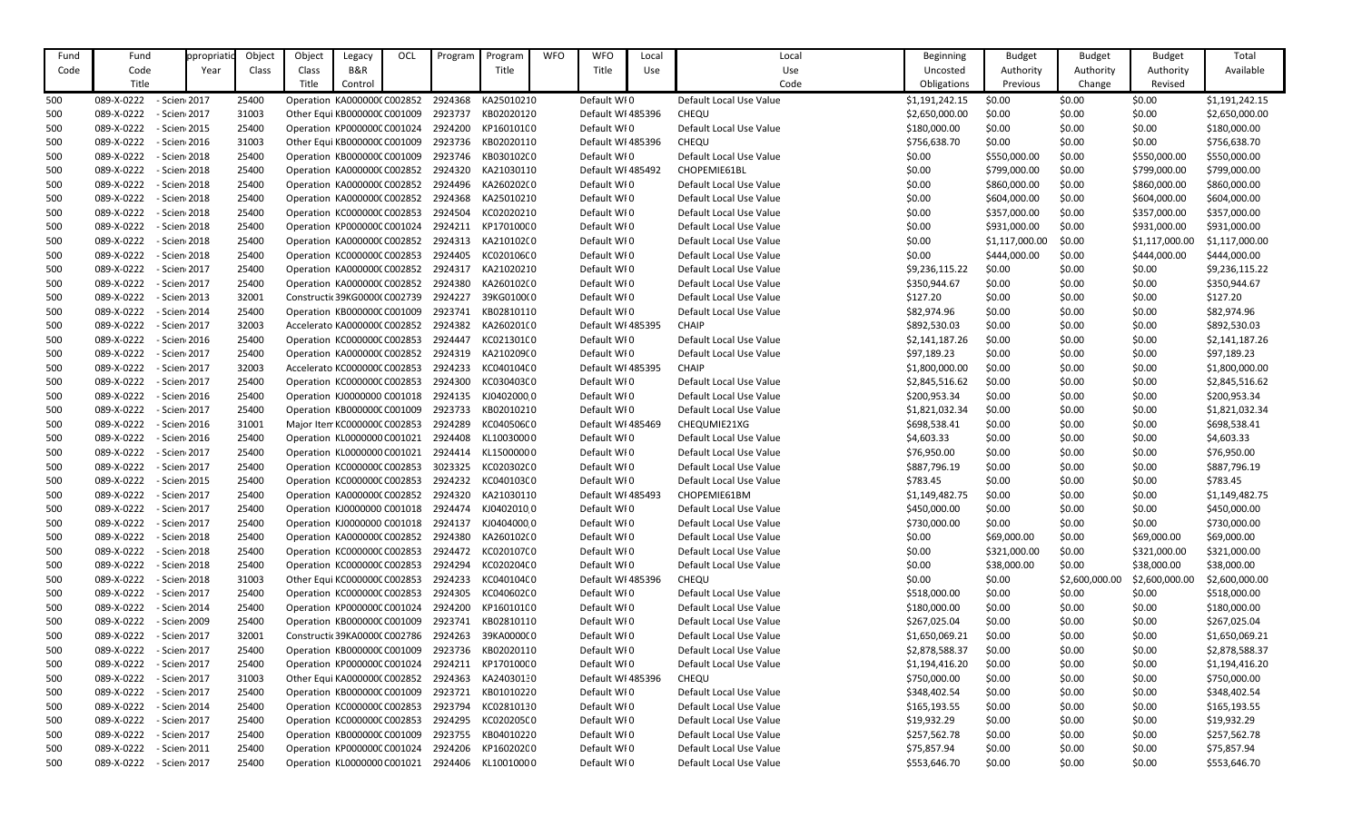| Fund Code | Fund Code Title | Appropriation Year | Object Class | Object Class Title | Legacy B&R Control | OCL | Program | Program Title | WFO | WFO Title | Local Use | Local Use Code | Beginning Uncosted Obligations | Budget Authority Previous | Budget Authority Change | Budget Authority Revised | Total Available |
|---|---|---|---|---|---|---|---|---|---|---|---|---|---|---|---|---|---|
| 500 | 089-X-0222 | - Scien 2017 | 25400 | | Operation KA000000C C002852 | | 2924368 | KA25010210 | | Default WI 0 | | Default Local Use Value | $1,191,242.15 | $0.00 | $0.00 | $0.00 | $1,191,242.15 |
| 500 | 089-X-0222 | - Scien 2017 | 31003 | | Other Equi KB000000C C001009 | | 2923737 | KB02020120 | | Default WI 485396 | | CHEQU | $2,650,000.00 | $0.00 | $0.00 | $0.00 | $2,650,000.00 |
| 500 | 089-X-0222 | - Scien 2015 | 25400 | | Operation KP000000C C001024 | | 2924200 | KP16010100 | | Default WI 0 | | Default Local Use Value | $180,000.00 | $0.00 | $0.00 | $0.00 | $180,000.00 |
| 500 | 089-X-0222 | - Scien 2016 | 31003 | | Other Equi KB000000C C001009 | | 2923736 | KB02020110 | | Default WI 485396 | | CHEQU | $756,638.70 | $0.00 | $0.00 | $0.00 | $756,638.70 |
| 500 | 089-X-0222 | - Scien 2018 | 25400 | | Operation KB000000C C001009 | | 2923746 | KB03010200 | | Default WI 0 | | Default Local Use Value | $0.00 | $550,000.00 | $0.00 | $550,000.00 | $550,000.00 |
| 500 | 089-X-0222 | - Scien 2018 | 25400 | | Operation KA000000C C002852 | | 2924320 | KA21030110 | | Default WI 485492 | | CHOPEMIE61BL | $0.00 | $799,000.00 | $0.00 | $799,000.00 | $799,000.00 |
| 500 | 089-X-0222 | - Scien 2018 | 25400 | | Operation KA000000C C002852 | | 2924496 | KA26020200 | | Default WI 0 | | Default Local Use Value | $0.00 | $860,000.00 | $0.00 | $860,000.00 | $860,000.00 |
| 500 | 089-X-0222 | - Scien 2018 | 25400 | | Operation KA000000C C002852 | | 2924368 | KA25010210 | | Default WI 0 | | Default Local Use Value | $0.00 | $604,000.00 | $0.00 | $604,000.00 | $604,000.00 |
| 500 | 089-X-0222 | - Scien 2018 | 25400 | | Operation KC000000C C002853 | | 2924504 | KC02020210 | | Default WI 0 | | Default Local Use Value | $0.00 | $357,000.00 | $0.00 | $357,000.00 | $357,000.00 |
| 500 | 089-X-0222 | - Scien 2018 | 25400 | | Operation KP000000C C001024 | | 2924211 | KP17010000 | | Default WI 0 | | Default Local Use Value | $0.00 | $931,000.00 | $0.00 | $931,000.00 | $931,000.00 |
| 500 | 089-X-0222 | - Scien 2018 | 25400 | | Operation KA000000C C002852 | | 2924313 | KA21010200 | | Default WI 0 | | Default Local Use Value | $0.00 | $1,117,000.00 | $0.00 | $1,117,000.00 | $1,117,000.00 |
| 500 | 089-X-0222 | - Scien 2018 | 25400 | | Operation KC000000C C002853 | | 2924405 | KC02010600 | | Default WI 0 | | Default Local Use Value | $0.00 | $444,000.00 | $0.00 | $444,000.00 | $444,000.00 |
| 500 | 089-X-0222 | - Scien 2017 | 25400 | | Operation KA000000C C002852 | | 2924317 | KA21020210 | | Default WI 0 | | Default Local Use Value | $9,236,115.22 | $0.00 | $0.00 | $0.00 | $9,236,115.22 |
| 500 | 089-X-0222 | - Scien 2017 | 25400 | | Operation KA000000C C002852 | | 2924380 | KA26010200 | | Default WI 0 | | Default Local Use Value | $350,944.67 | $0.00 | $0.00 | $0.00 | $350,944.67 |
| 500 | 089-X-0222 | - Scien 2013 | 32001 | | Constructi 39KG0000C C002739 | | 2924227 | 39KG01000 | | Default WI 0 | | Default Local Use Value | $127.20 | $0.00 | $0.00 | $0.00 | $127.20 |
| 500 | 089-X-0222 | - Scien 2014 | 25400 | | Operation KB000000C C001009 | | 2923741 | KB02810110 | | Default WI 0 | | Default Local Use Value | $82,974.96 | $0.00 | $0.00 | $0.00 | $82,974.96 |
| 500 | 089-X-0222 | - Scien 2017 | 32003 | | Accelerato KA000000C C002852 | | 2924382 | KA26020100 | | Default WI 485395 | | CHAIP | $892,530.03 | $0.00 | $0.00 | $0.00 | $892,530.03 |
| 500 | 089-X-0222 | - Scien 2016 | 25400 | | Operation KC000000C C002853 | | 2924447 | KC02130100 | | Default WI 0 | | Default Local Use Value | $2,141,187.26 | $0.00 | $0.00 | $0.00 | $2,141,187.26 |
| 500 | 089-X-0222 | - Scien 2017 | 25400 | | Operation KA000000C C002852 | | 2924319 | KA21020900 | | Default WI 0 | | Default Local Use Value | $97,189.23 | $0.00 | $0.00 | $0.00 | $97,189.23 |
| 500 | 089-X-0222 | - Scien 2017 | 32003 | | Accelerato KC000000C C002853 | | 2924233 | KC04010400 | | Default WI 485395 | | CHAIP | $1,800,000.00 | $0.00 | $0.00 | $0.00 | $1,800,000.00 |
| 500 | 089-X-0222 | - Scien 2017 | 25400 | | Operation KC000000C C002853 | | 2924300 | KC03040300 | | Default WI 0 | | Default Local Use Value | $2,845,516.62 | $0.00 | $0.00 | $0.00 | $2,845,516.62 |
| 500 | 089-X-0222 | - Scien 2016 | 25400 | | Operation KJ0000000 C001018 | | 2924135 | KJ0402000 0 | | Default WI 0 | | Default Local Use Value | $200,953.34 | $0.00 | $0.00 | $0.00 | $200,953.34 |
| 500 | 089-X-0222 | - Scien 2017 | 25400 | | Operation KB000000C C001009 | | 2923733 | KB02010210 | | Default WI 0 | | Default Local Use Value | $1,821,032.34 | $0.00 | $0.00 | $0.00 | $1,821,032.34 |
| 500 | 089-X-0222 | - Scien 2016 | 31001 | | Major Item KC000000C C002853 | | 2924289 | KC04050600 | | Default WI 485469 | | CHEQUMIE21XG | $698,538.41 | $0.00 | $0.00 | $0.00 | $698,538.41 |
| 500 | 089-X-0222 | - Scien 2016 | 25400 | | Operation KL0000000 C001021 | | 2924408 | KL10030000 | | Default WI 0 | | Default Local Use Value | $4,603.33 | $0.00 | $0.00 | $0.00 | $4,603.33 |
| 500 | 089-X-0222 | - Scien 2017 | 25400 | | Operation KL0000000 C001021 | | 2924414 | KL15000000 | | Default WI 0 | | Default Local Use Value | $76,950.00 | $0.00 | $0.00 | $0.00 | $76,950.00 |
| 500 | 089-X-0222 | - Scien 2017 | 25400 | | Operation KC000000C C002853 | | 3023325 | KC02030200 | | Default WI 0 | | Default Local Use Value | $887,796.19 | $0.00 | $0.00 | $0.00 | $887,796.19 |
| 500 | 089-X-0222 | - Scien 2015 | 25400 | | Operation KC000000C C002853 | | 2924232 | KC04010300 | | Default WI 0 | | Default Local Use Value | $783.45 | $0.00 | $0.00 | $0.00 | $783.45 |
| 500 | 089-X-0222 | - Scien 2017 | 25400 | | Operation KA000000C C002852 | | 2924320 | KA21030110 | | Default WI 485493 | | CHOPEMIE61BM | $1,149,482.75 | $0.00 | $0.00 | $0.00 | $1,149,482.75 |
| 500 | 089-X-0222 | - Scien 2017 | 25400 | | Operation KJ0000000 C001018 | | 2924474 | KJ0402010 0 | | Default WI 0 | | Default Local Use Value | $450,000.00 | $0.00 | $0.00 | $0.00 | $450,000.00 |
| 500 | 089-X-0222 | - Scien 2017 | 25400 | | Operation KJ0000000 C001018 | | 2924137 | KJ0404000 0 | | Default WI 0 | | Default Local Use Value | $730,000.00 | $0.00 | $0.00 | $0.00 | $730,000.00 |
| 500 | 089-X-0222 | - Scien 2018 | 25400 | | Operation KA000000C C002852 | | 2924380 | KA26010200 | | Default WI 0 | | Default Local Use Value | $0.00 | $69,000.00 | $0.00 | $69,000.00 | $69,000.00 |
| 500 | 089-X-0222 | - Scien 2018 | 25400 | | Operation KC000000C C002853 | | 2924472 | KC02010700 | | Default WI 0 | | Default Local Use Value | $0.00 | $321,000.00 | $0.00 | $321,000.00 | $321,000.00 |
| 500 | 089-X-0222 | - Scien 2018 | 25400 | | Operation KC000000C C002853 | | 2924294 | KC02020400 | | Default WI 0 | | Default Local Use Value | $0.00 | $38,000.00 | $0.00 | $38,000.00 | $38,000.00 |
| 500 | 089-X-0222 | - Scien 2018 | 31003 | | Other Equi KC000000C C002853 | | 2924233 | KC04010400 | | Default WI 485396 | | CHEQU | $0.00 | $0.00 | $2,600,000.00 | $2,600,000.00 | $2,600,000.00 |
| 500 | 089-X-0222 | - Scien 2017 | 25400 | | Operation KC000000C C002853 | | 2924305 | KC04060200 | | Default WI 0 | | Default Local Use Value | $518,000.00 | $0.00 | $0.00 | $0.00 | $518,000.00 |
| 500 | 089-X-0222 | - Scien 2014 | 25400 | | Operation KP000000C C001024 | | 2924200 | KP16010100 | | Default WI 0 | | Default Local Use Value | $180,000.00 | $0.00 | $0.00 | $0.00 | $180,000.00 |
| 500 | 089-X-0222 | - Scien 2009 | 25400 | | Operation KB000000C C001009 | | 2923741 | KB02810110 | | Default WI 0 | | Default Local Use Value | $267,025.04 | $0.00 | $0.00 | $0.00 | $267,025.04 |
| 500 | 089-X-0222 | - Scien 2017 | 32001 | | Constructi 39KA0000C C002786 | | 2924263 | 39KA00000 | | Default WI 0 | | Default Local Use Value | $1,650,069.21 | $0.00 | $0.00 | $0.00 | $1,650,069.21 |
| 500 | 089-X-0222 | - Scien 2017 | 25400 | | Operation KB000000C C001009 | | 2923736 | KB02020110 | | Default WI 0 | | Default Local Use Value | $2,878,588.37 | $0.00 | $0.00 | $0.00 | $2,878,588.37 |
| 500 | 089-X-0222 | - Scien 2017 | 25400 | | Operation KP000000C C001024 | | 2924211 | KP17010000 | | Default WI 0 | | Default Local Use Value | $1,194,416.20 | $0.00 | $0.00 | $0.00 | $1,194,416.20 |
| 500 | 089-X-0222 | - Scien 2017 | 31003 | | Other Equi KA000000C C002852 | | 2924363 | KA24030130 | | Default WI 485396 | | CHEQU | $750,000.00 | $0.00 | $0.00 | $0.00 | $750,000.00 |
| 500 | 089-X-0222 | - Scien 2017 | 25400 | | Operation KB000000C C001009 | | 2923721 | KB01010220 | | Default WI 0 | | Default Local Use Value | $348,402.54 | $0.00 | $0.00 | $0.00 | $348,402.54 |
| 500 | 089-X-0222 | - Scien 2014 | 25400 | | Operation KC000000C C002853 | | 2923794 | KC02810130 | | Default WI 0 | | Default Local Use Value | $165,193.55 | $0.00 | $0.00 | $0.00 | $165,193.55 |
| 500 | 089-X-0222 | - Scien 2017 | 25400 | | Operation KC000000C C002853 | | 2924295 | KC02020500 | | Default WI 0 | | Default Local Use Value | $19,932.29 | $0.00 | $0.00 | $0.00 | $19,932.29 |
| 500 | 089-X-0222 | - Scien 2017 | 25400 | | Operation KB000000C C001009 | | 2923755 | KB04010220 | | Default WI 0 | | Default Local Use Value | $257,562.78 | $0.00 | $0.00 | $0.00 | $257,562.78 |
| 500 | 089-X-0222 | - Scien 2011 | 25400 | | Operation KP000000C C001024 | | 2924206 | KP16020200 | | Default WI 0 | | Default Local Use Value | $75,857.94 | $0.00 | $0.00 | $0.00 | $75,857.94 |
| 500 | 089-X-0222 | - Scien 2017 | 25400 | | Operation KL0000000 C001021 | | 2924406 | KL10010000 | | Default WI 0 | | Default Local Use Value | $553,646.70 | $0.00 | $0.00 | $0.00 | $553,646.70 |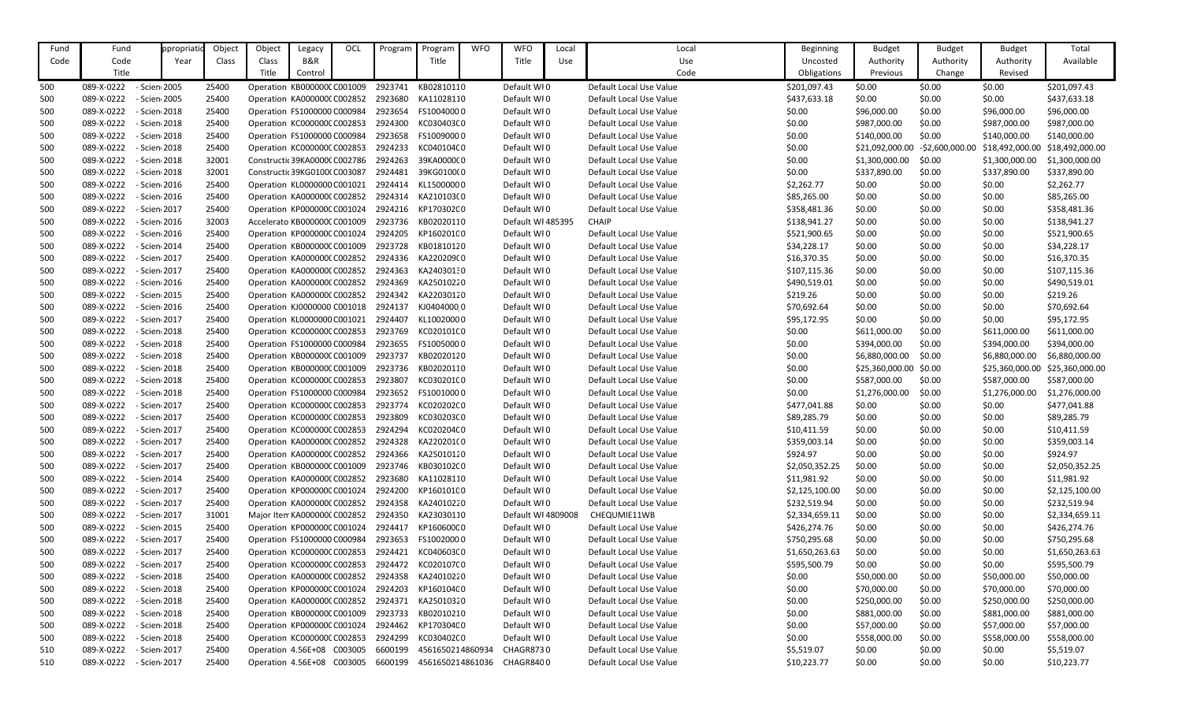| Fund Code | Fund Code Title | ppropriatio Year | Object Class | Object Class Title | Legacy B&R Control | OCL | Program | Program Title | WFO | WFO Title | Local Use | Local Use Code | Beginning Uncosted Obligations | Budget Authority Previous | Budget Authority Change | Budget Authority Revised | Total Available |
|---|---|---|---|---|---|---|---|---|---|---|---|---|---|---|---|---|---|
| 500 | 089-X-0222 | - Scien 2005 | 25400 | Operation | KB000000C | C001009 | 2923741 | KB0281011 0 | | Default WI 0 | | Default Local Use Value | $201,097.43 | $0.00 | $0.00 | $0.00 | $201,097.43 |
| 500 | 089-X-0222 | - Scien 2005 | 25400 | Operation | KA000000C | C002852 | 2923680 | KA1102811 0 | | Default WI 0 | | Default Local Use Value | $437,633.18 | $0.00 | $0.00 | $0.00 | $437,633.18 |
| 500 | 089-X-0222 | - Scien 2018 | 25400 | Operation | FS1000000 | C000984 | 2923654 | FS1004000 0 | | Default WI 0 | | Default Local Use Value | $0.00 | $96,000.00 | $0.00 | $96,000.00 | $96,000.00 |
| 500 | 089-X-0222 | - Scien 2018 | 25400 | Operation | KC000000C | C002853 | 2924300 | KC030403C 0 | | Default WI 0 | | Default Local Use Value | $0.00 | $987,000.00 | $0.00 | $987,000.00 | $987,000.00 |
| 500 | 089-X-0222 | - Scien 2018 | 25400 | Operation | FS1000000 | C000984 | 2923658 | FS1009000 0 | | Default WI 0 | | Default Local Use Value | $0.00 | $140,000.00 | $0.00 | $140,000.00 | $140,000.00 |
| 500 | 089-X-0222 | - Scien 2018 | 25400 | Operation | KC000000C | C002853 | 2924233 | KC040104C 0 | | Default WI 0 | | Default Local Use Value | $0.00 | $21,092,000.00 | -$2,600,000.00 | $18,492,000.00 | $18,492,000.00 |
| 500 | 089-X-0222 | - Scien 2018 | 32001 | Constructi | 39KA0000C | C002786 | 2924263 | 39KA0000C 0 | | Default WI 0 | | Default Local Use Value | $0.00 | $1,300,000.00 | $0.00 | $1,300,000.00 | $1,300,000.00 |
| 500 | 089-X-0222 | - Scien 2018 | 32001 | Constructi | 39KG0100C | C003087 | 2924481 | 39KG0100C 0 | | Default WI 0 | | Default Local Use Value | $0.00 | $337,890.00 | $0.00 | $337,890.00 | $337,890.00 |
| 500 | 089-X-0222 | - Scien 2016 | 25400 | Operation | KL0000000 | C001021 | 2924414 | KL1500000 0 | | Default WI 0 | | Default Local Use Value | $2,262.77 | $0.00 | $0.00 | $0.00 | $2,262.77 |
| 500 | 089-X-0222 | - Scien 2016 | 25400 | Operation | KA000000C | C002852 | 2924314 | KA210103C 0 | | Default WI 0 | | Default Local Use Value | $85,265.00 | $0.00 | $0.00 | $0.00 | $85,265.00 |
| 500 | 089-X-0222 | - Scien 2017 | 25400 | Operation | KP000000C | C001024 | 2924216 | KP170302C 0 | | Default WI 0 | | Default Local Use Value | $358,481.36 | $0.00 | $0.00 | $0.00 | $358,481.36 |
| 500 | 089-X-0222 | - Scien 2016 | 32003 | Accelerato | KB000000C | C001009 | 2923736 | KB0202011 0 | | Default WI | 485395 | CHAIP | $138,941.27 | $0.00 | $0.00 | $0.00 | $138,941.27 |
| 500 | 089-X-0222 | - Scien 2016 | 25400 | Operation | KP000000C | C001024 | 2924205 | KP160201C 0 | | Default WI 0 | | Default Local Use Value | $521,900.65 | $0.00 | $0.00 | $0.00 | $521,900.65 |
| 500 | 089-X-0222 | - Scien 2014 | 25400 | Operation | KB000000C | C001009 | 2923728 | KB0181012 0 | | Default WI 0 | | Default Local Use Value | $34,228.17 | $0.00 | $0.00 | $0.00 | $34,228.17 |
| 500 | 089-X-0222 | - Scien 2017 | 25400 | Operation | KA000000C | C002852 | 2924336 | KA220209C 0 | | Default WI 0 | | Default Local Use Value | $16,370.35 | $0.00 | $0.00 | $0.00 | $16,370.35 |
| 500 | 089-X-0222 | - Scien 2017 | 25400 | Operation | KA000000C | C002852 | 2924363 | KA2403013 0 | | Default WI 0 | | Default Local Use Value | $107,115.36 | $0.00 | $0.00 | $0.00 | $107,115.36 |
| 500 | 089-X-0222 | - Scien 2016 | 25400 | Operation | KA000000C | C002852 | 2924369 | KA2501022 0 | | Default WI 0 | | Default Local Use Value | $490,519.01 | $0.00 | $0.00 | $0.00 | $490,519.01 |
| 500 | 089-X-0222 | - Scien 2015 | 25400 | Operation | KA000000C | C002852 | 2924342 | KA2203012 0 | | Default WI 0 | | Default Local Use Value | $219.26 | $0.00 | $0.00 | $0.00 | $219.26 |
| 500 | 089-X-0222 | - Scien 2016 | 25400 | Operation | KJ0000000 | C001018 | 2924137 | KJ0404000 0 | | Default WI 0 | | Default Local Use Value | $70,692.64 | $0.00 | $0.00 | $0.00 | $70,692.64 |
| 500 | 089-X-0222 | - Scien 2017 | 25400 | Operation | KL0000000 | C001021 | 2924407 | KL1002000 0 | | Default WI 0 | | Default Local Use Value | $95,172.95 | $0.00 | $0.00 | $0.00 | $95,172.95 |
| 500 | 089-X-0222 | - Scien 2018 | 25400 | Operation | KC000000C | C002853 | 2923769 | KC020101C 0 | | Default WI 0 | | Default Local Use Value | $0.00 | $611,000.00 | $0.00 | $611,000.00 | $611,000.00 |
| 500 | 089-X-0222 | - Scien 2018 | 25400 | Operation | FS1000000 | C000984 | 2923655 | FS1005000 0 | | Default WI 0 | | Default Local Use Value | $0.00 | $394,000.00 | $0.00 | $394,000.00 | $394,000.00 |
| 500 | 089-X-0222 | - Scien 2018 | 25400 | Operation | KB000000C | C001009 | 2923737 | KB0202012 0 | | Default WI 0 | | Default Local Use Value | $0.00 | $6,880,000.00 | $0.00 | $6,880,000.00 | $6,880,000.00 |
| 500 | 089-X-0222 | - Scien 2018 | 25400 | Operation | KB000000C | C001009 | 2923736 | KB0202011 0 | | Default WI 0 | | Default Local Use Value | $0.00 | $25,360,000.00 | $0.00 | $25,360,000.00 | $25,360,000.00 |
| 500 | 089-X-0222 | - Scien 2018 | 25400 | Operation | KC000000C | C002853 | 2923807 | KC030201C 0 | | Default WI 0 | | Default Local Use Value | $0.00 | $587,000.00 | $0.00 | $587,000.00 | $587,000.00 |
| 500 | 089-X-0222 | - Scien 2018 | 25400 | Operation | FS1000000 | C000984 | 2923652 | FS1001000 0 | | Default WI 0 | | Default Local Use Value | $0.00 | $1,276,000.00 | $0.00 | $1,276,000.00 | $1,276,000.00 |
| 500 | 089-X-0222 | - Scien 2017 | 25400 | Operation | KC000000C | C002853 | 2923774 | KC020202C 0 | | Default WI 0 | | Default Local Use Value | $477,041.88 | $0.00 | $0.00 | $0.00 | $477,041.88 |
| 500 | 089-X-0222 | - Scien 2017 | 25400 | Operation | KC000000C | C002853 | 2923809 | KC030203C 0 | | Default WI 0 | | Default Local Use Value | $89,285.79 | $0.00 | $0.00 | $0.00 | $89,285.79 |
| 500 | 089-X-0222 | - Scien 2017 | 25400 | Operation | KC000000C | C002853 | 2924294 | KC020204C 0 | | Default WI 0 | | Default Local Use Value | $10,411.59 | $0.00 | $0.00 | $0.00 | $10,411.59 |
| 500 | 089-X-0222 | - Scien 2017 | 25400 | Operation | KA000000C | C002852 | 2924328 | KA220201C 0 | | Default WI 0 | | Default Local Use Value | $359,003.14 | $0.00 | $0.00 | $0.00 | $359,003.14 |
| 500 | 089-X-0222 | - Scien 2017 | 25400 | Operation | KA000000C | C002852 | 2924366 | KA2501012 0 | | Default WI 0 | | Default Local Use Value | $924.97 | $0.00 | $0.00 | $0.00 | $924.97 |
| 500 | 089-X-0222 | - Scien 2017 | 25400 | Operation | KB000000C | C001009 | 2923746 | KB030102C 0 | | Default WI 0 | | Default Local Use Value | $2,050,352.25 | $0.00 | $0.00 | $0.00 | $2,050,352.25 |
| 500 | 089-X-0222 | - Scien 2014 | 25400 | Operation | KA000000C | C002852 | 2923680 | KA1102811 0 | | Default WI 0 | | Default Local Use Value | $11,981.92 | $0.00 | $0.00 | $0.00 | $11,981.92 |
| 500 | 089-X-0222 | - Scien 2017 | 25400 | Operation | KP000000C | C001024 | 2924200 | KP160101C 0 | | Default WI 0 | | Default Local Use Value | $2,125,100.00 | $0.00 | $0.00 | $0.00 | $2,125,100.00 |
| 500 | 089-X-0222 | - Scien 2017 | 25400 | Operation | KA000000C | C002852 | 2924358 | KA2401022 0 | | Default WI 0 | | Default Local Use Value | $232,519.94 | $0.00 | $0.00 | $0.00 | $232,519.94 |
| 500 | 089-X-0222 | - Scien 2017 | 31001 | Major Item | KA000000C | C002852 | 2924350 | KA2303011 0 | | Default WI | 4809008 | CHEQUMIE11WB | $2,334,659.11 | $0.00 | $0.00 | $0.00 | $2,334,659.11 |
| 500 | 089-X-0222 | - Scien 2015 | 25400 | Operation | KP000000C | C001024 | 2924417 | KP1606000 0 | | Default WI 0 | | Default Local Use Value | $426,274.76 | $0.00 | $0.00 | $0.00 | $426,274.76 |
| 500 | 089-X-0222 | - Scien 2017 | 25400 | Operation | FS1000000 | C000984 | 2923653 | FS1002000 0 | | Default WI 0 | | Default Local Use Value | $750,295.68 | $0.00 | $0.00 | $0.00 | $750,295.68 |
| 500 | 089-X-0222 | - Scien 2017 | 25400 | Operation | KC000000C | C002853 | 2924421 | KC040603C 0 | | Default WI 0 | | Default Local Use Value | $1,650,263.63 | $0.00 | $0.00 | $0.00 | $1,650,263.63 |
| 500 | 089-X-0222 | - Scien 2017 | 25400 | Operation | KC000000C | C002853 | 2924472 | KC020107C 0 | | Default WI 0 | | Default Local Use Value | $595,500.79 | $0.00 | $0.00 | $0.00 | $595,500.79 |
| 500 | 089-X-0222 | - Scien 2018 | 25400 | Operation | KA000000C | C002852 | 2924358 | KA2401022 0 | | Default WI 0 | | Default Local Use Value | $0.00 | $50,000.00 | $0.00 | $50,000.00 | $50,000.00 |
| 500 | 089-X-0222 | - Scien 2018 | 25400 | Operation | KP000000C | C001024 | 2924203 | KP160104C 0 | | Default WI 0 | | Default Local Use Value | $0.00 | $70,000.00 | $0.00 | $70,000.00 | $70,000.00 |
| 500 | 089-X-0222 | - Scien 2018 | 25400 | Operation | KA000000C | C002852 | 2924371 | KA2501032 0 | | Default WI 0 | | Default Local Use Value | $0.00 | $250,000.00 | $0.00 | $250,000.00 | $250,000.00 |
| 500 | 089-X-0222 | - Scien 2018 | 25400 | Operation | KB000000C | C001009 | 2923733 | KB0201021 0 | | Default WI 0 | | Default Local Use Value | $0.00 | $881,000.00 | $0.00 | $881,000.00 | $881,000.00 |
| 500 | 089-X-0222 | - Scien 2018 | 25400 | Operation | KP000000C | C001024 | 2924462 | KP170304C 0 | | Default WI 0 | | Default Local Use Value | $0.00 | $57,000.00 | $0.00 | $57,000.00 | $57,000.00 |
| 500 | 089-X-0222 | - Scien 2018 | 25400 | Operation | KC000000C | C002853 | 2924299 | KC030402C 0 | | Default WI 0 | | Default Local Use Value | $0.00 | $558,000.00 | $0.00 | $558,000.00 | $558,000.00 |
| 510 | 089-X-0222 | - Scien 2017 | 25400 | Operation | 4.56E+08 | C003005 | 6600199 | 4561650214860934 | | CHAGR873 0 | | Default Local Use Value | $5,519.07 | $0.00 | $0.00 | $0.00 | $5,519.07 |
| 510 | 089-X-0222 | - Scien 2017 | 25400 | Operation | 4.56E+08 | C003005 | 6600199 | 4561650214861036 | | CHAGR840 0 | | Default Local Use Value | $10,223.77 | $0.00 | $0.00 | $0.00 | $10,223.77 |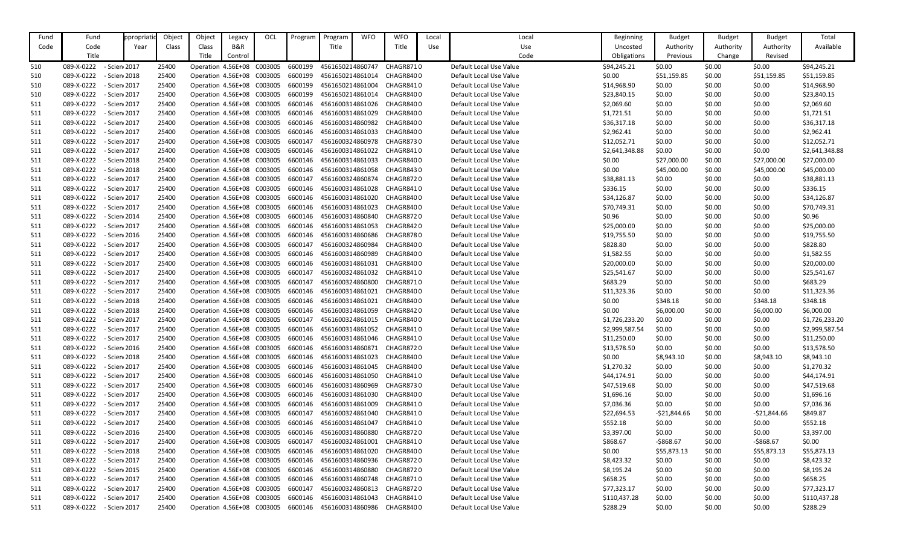| Fund Code | Fund Code Title | Appropriation Year | Object Class | Object Class Title | Legacy B&R Control | OCL | Program | Program Title | WFO | WFO Title | Local Use | Local Use Code | Beginning Uncosted Obligations | Budget Authority Previous | Budget Authority Change | Budget Authority Revised | Total Available |
|---|---|---|---|---|---|---|---|---|---|---|---|---|---|---|---|---|---|
| 510 | 089-X-0222 | - Scien 2017 | | 25400 | Operation 4.56E+08 | C003005 | 6600199 | 4561650214860747 | CHAGR871 | 0 | | Default Local Use Value | $94,245.21 | $0.00 | $0.00 | $0.00 | $94,245.21 |
| 510 | 089-X-0222 | - Scien 2018 | | 25400 | Operation 4.56E+08 | C003005 | 6600199 | 4561650214861014 | CHAGR840 | 0 | | Default Local Use Value | $0.00 | $51,159.85 | $0.00 | $51,159.85 | $51,159.85 |
| 510 | 089-X-0222 | - Scien 2017 | | 25400 | Operation 4.56E+08 | C003005 | 6600199 | 4561650214861004 | CHAGR841 | 0 | | Default Local Use Value | $14,968.90 | $0.00 | $0.00 | $0.00 | $14,968.90 |
| 510 | 089-X-0222 | - Scien 2017 | | 25400 | Operation 4.56E+08 | C003005 | 6600199 | 4561650214861014 | CHAGR840 | 0 | | Default Local Use Value | $23,840.15 | $0.00 | $0.00 | $0.00 | $23,840.15 |
| 511 | 089-X-0222 | - Scien 2017 | | 25400 | Operation 4.56E+08 | C003005 | 6600146 | 4561600314861026 | CHAGR840 | 0 | | Default Local Use Value | $2,069.60 | $0.00 | $0.00 | $0.00 | $2,069.60 |
| 511 | 089-X-0222 | - Scien 2017 | | 25400 | Operation 4.56E+08 | C003005 | 6600146 | 4561600314861029 | CHAGR840 | 0 | | Default Local Use Value | $1,721.51 | $0.00 | $0.00 | $0.00 | $1,721.51 |
| 511 | 089-X-0222 | - Scien 2017 | | 25400 | Operation 4.56E+08 | C003005 | 6600146 | 4561600314860982 | CHAGR840 | 0 | | Default Local Use Value | $36,317.18 | $0.00 | $0.00 | $0.00 | $36,317.18 |
| 511 | 089-X-0222 | - Scien 2017 | | 25400 | Operation 4.56E+08 | C003005 | 6600146 | 4561600314861033 | CHAGR840 | 0 | | Default Local Use Value | $2,962.41 | $0.00 | $0.00 | $0.00 | $2,962.41 |
| 511 | 089-X-0222 | - Scien 2017 | | 25400 | Operation 4.56E+08 | C003005 | 6600147 | 4561600324860978 | CHAGR873 | 0 | | Default Local Use Value | $12,052.71 | $0.00 | $0.00 | $0.00 | $12,052.71 |
| 511 | 089-X-0222 | - Scien 2017 | | 25400 | Operation 4.56E+08 | C003005 | 6600146 | 4561600314861022 | CHAGR841 | 0 | | Default Local Use Value | $2,641,348.88 | $0.00 | $0.00 | $0.00 | $2,641,348.88 |
| 511 | 089-X-0222 | - Scien 2018 | | 25400 | Operation 4.56E+08 | C003005 | 6600146 | 4561600314861033 | CHAGR840 | 0 | | Default Local Use Value | $0.00 | $27,000.00 | $0.00 | $27,000.00 | $27,000.00 |
| 511 | 089-X-0222 | - Scien 2018 | | 25400 | Operation 4.56E+08 | C003005 | 6600146 | 4561600314861058 | CHAGR843 | 0 | | Default Local Use Value | $0.00 | $45,000.00 | $0.00 | $45,000.00 | $45,000.00 |
| 511 | 089-X-0222 | - Scien 2017 | | 25400 | Operation 4.56E+08 | C003005 | 6600147 | 4561600324860874 | CHAGR872 | 0 | | Default Local Use Value | $38,881.13 | $0.00 | $0.00 | $0.00 | $38,881.13 |
| 511 | 089-X-0222 | - Scien 2017 | | 25400 | Operation 4.56E+08 | C003005 | 6600146 | 4561600314861028 | CHAGR841 | 0 | | Default Local Use Value | $336.15 | $0.00 | $0.00 | $0.00 | $336.15 |
| 511 | 089-X-0222 | - Scien 2017 | | 25400 | Operation 4.56E+08 | C003005 | 6600146 | 4561600314861020 | CHAGR840 | 0 | | Default Local Use Value | $34,126.87 | $0.00 | $0.00 | $0.00 | $34,126.87 |
| 511 | 089-X-0222 | - Scien 2017 | | 25400 | Operation 4.56E+08 | C003005 | 6600146 | 4561600314861023 | CHAGR840 | 0 | | Default Local Use Value | $70,749.31 | $0.00 | $0.00 | $0.00 | $70,749.31 |
| 511 | 089-X-0222 | - Scien 2014 | | 25400 | Operation 4.56E+08 | C003005 | 6600146 | 4561600314860840 | CHAGR872 | 0 | | Default Local Use Value | $0.96 | $0.00 | $0.00 | $0.00 | $0.96 |
| 511 | 089-X-0222 | - Scien 2017 | | 25400 | Operation 4.56E+08 | C003005 | 6600146 | 4561600314861053 | CHAGR842 | 0 | | Default Local Use Value | $25,000.00 | $0.00 | $0.00 | $0.00 | $25,000.00 |
| 511 | 089-X-0222 | - Scien 2016 | | 25400 | Operation 4.56E+08 | C003005 | 6600146 | 4561600314860686 | CHAGR878 | 0 | | Default Local Use Value | $19,755.50 | $0.00 | $0.00 | $0.00 | $19,755.50 |
| 511 | 089-X-0222 | - Scien 2017 | | 25400 | Operation 4.56E+08 | C003005 | 6600147 | 4561600324860984 | CHAGR840 | 0 | | Default Local Use Value | $828.80 | $0.00 | $0.00 | $0.00 | $828.80 |
| 511 | 089-X-0222 | - Scien 2017 | | 25400 | Operation 4.56E+08 | C003005 | 6600146 | 4561600314860989 | CHAGR840 | 0 | | Default Local Use Value | $1,582.55 | $0.00 | $0.00 | $0.00 | $1,582.55 |
| 511 | 089-X-0222 | - Scien 2017 | | 25400 | Operation 4.56E+08 | C003005 | 6600146 | 4561600314861031 | CHAGR840 | 0 | | Default Local Use Value | $20,000.00 | $0.00 | $0.00 | $0.00 | $20,000.00 |
| 511 | 089-X-0222 | - Scien 2017 | | 25400 | Operation 4.56E+08 | C003005 | 6600147 | 4561600324861032 | CHAGR841 | 0 | | Default Local Use Value | $25,541.67 | $0.00 | $0.00 | $0.00 | $25,541.67 |
| 511 | 089-X-0222 | - Scien 2017 | | 25400 | Operation 4.56E+08 | C003005 | 6600147 | 4561600324860800 | CHAGR871 | 0 | | Default Local Use Value | $683.29 | $0.00 | $0.00 | $0.00 | $683.29 |
| 511 | 089-X-0222 | - Scien 2017 | | 25400 | Operation 4.56E+08 | C003005 | 6600146 | 4561600314861021 | CHAGR840 | 0 | | Default Local Use Value | $11,323.36 | $0.00 | $0.00 | $0.00 | $11,323.36 |
| 511 | 089-X-0222 | - Scien 2018 | | 25400 | Operation 4.56E+08 | C003005 | 6600146 | 4561600314861021 | CHAGR840 | 0 | | Default Local Use Value | $0.00 | $348.18 | $0.00 | $348.18 | $348.18 |
| 511 | 089-X-0222 | - Scien 2018 | | 25400 | Operation 4.56E+08 | C003005 | 6600146 | 4561600314861059 | CHAGR842 | 0 | | Default Local Use Value | $0.00 | $6,000.00 | $0.00 | $6,000.00 | $6,000.00 |
| 511 | 089-X-0222 | - Scien 2017 | | 25400 | Operation 4.56E+08 | C003005 | 6600147 | 4561600324861015 | CHAGR840 | 0 | | Default Local Use Value | $1,726,233.20 | $0.00 | $0.00 | $0.00 | $1,726,233.20 |
| 511 | 089-X-0222 | - Scien 2017 | | 25400 | Operation 4.56E+08 | C003005 | 6600146 | 4561600314861052 | CHAGR840 | 0 | | Default Local Use Value | $2,999,587.54 | $0.00 | $0.00 | $0.00 | $2,999,587.54 |
| 511 | 089-X-0222 | - Scien 2017 | | 25400 | Operation 4.56E+08 | C003005 | 6600146 | 4561600314861046 | CHAGR841 | 0 | | Default Local Use Value | $11,250.00 | $0.00 | $0.00 | $0.00 | $11,250.00 |
| 511 | 089-X-0222 | - Scien 2016 | | 25400 | Operation 4.56E+08 | C003005 | 6600146 | 4561600314860871 | CHAGR872 | 0 | | Default Local Use Value | $13,578.50 | $0.00 | $0.00 | $0.00 | $13,578.50 |
| 511 | 089-X-0222 | - Scien 2018 | | 25400 | Operation 4.56E+08 | C003005 | 6600146 | 4561600314861023 | CHAGR840 | 0 | | Default Local Use Value | $0.00 | $8,943.10 | $0.00 | $8,943.10 | $8,943.10 |
| 511 | 089-X-0222 | - Scien 2017 | | 25400 | Operation 4.56E+08 | C003005 | 6600146 | 4561600314861045 | CHAGR840 | 0 | | Default Local Use Value | $1,270.32 | $0.00 | $0.00 | $0.00 | $1,270.32 |
| 511 | 089-X-0222 | - Scien 2017 | | 25400 | Operation 4.56E+08 | C003005 | 6600146 | 4561600314861050 | CHAGR841 | 0 | | Default Local Use Value | $44,174.91 | $0.00 | $0.00 | $0.00 | $44,174.91 |
| 511 | 089-X-0222 | - Scien 2017 | | 25400 | Operation 4.56E+08 | C003005 | 6600146 | 4561600314860969 | CHAGR873 | 0 | | Default Local Use Value | $47,519.68 | $0.00 | $0.00 | $0.00 | $47,519.68 |
| 511 | 089-X-0222 | - Scien 2017 | | 25400 | Operation 4.56E+08 | C003005 | 6600146 | 4561600314861030 | CHAGR840 | 0 | | Default Local Use Value | $1,696.16 | $0.00 | $0.00 | $0.00 | $1,696.16 |
| 511 | 089-X-0222 | - Scien 2017 | | 25400 | Operation 4.56E+08 | C003005 | 6600146 | 4561600314861009 | CHAGR841 | 0 | | Default Local Use Value | $7,036.36 | $0.00 | $0.00 | $0.00 | $7,036.36 |
| 511 | 089-X-0222 | - Scien 2017 | | 25400 | Operation 4.56E+08 | C003005 | 6600147 | 4561600324861040 | CHAGR841 | 0 | | Default Local Use Value | $22,694.53 | -$21,844.66 | $0.00 | -$21,844.66 | $849.87 |
| 511 | 089-X-0222 | - Scien 2017 | | 25400 | Operation 4.56E+08 | C003005 | 6600146 | 4561600314861047 | CHAGR841 | 0 | | Default Local Use Value | $552.18 | $0.00 | $0.00 | $0.00 | $552.18 |
| 511 | 089-X-0222 | - Scien 2016 | | 25400 | Operation 4.56E+08 | C003005 | 6600146 | 4561600314860880 | CHAGR872 | 0 | | Default Local Use Value | $3,397.00 | $0.00 | $0.00 | $0.00 | $3,397.00 |
| 511 | 089-X-0222 | - Scien 2017 | | 25400 | Operation 4.56E+08 | C003005 | 6600147 | 4561600324861001 | CHAGR841 | 0 | | Default Local Use Value | $868.67 | -$868.67 | $0.00 | -$868.67 | $0.00 |
| 511 | 089-X-0222 | - Scien 2018 | | 25400 | Operation 4.56E+08 | C003005 | 6600146 | 4561600314861020 | CHAGR840 | 0 | | Default Local Use Value | $0.00 | $55,873.13 | $0.00 | $55,873.13 | $55,873.13 |
| 511 | 089-X-0222 | - Scien 2017 | | 25400 | Operation 4.56E+08 | C003005 | 6600146 | 4561600314860936 | CHAGR872 | 0 | | Default Local Use Value | $8,423.32 | $0.00 | $0.00 | $0.00 | $8,423.32 |
| 511 | 089-X-0222 | - Scien 2015 | | 25400 | Operation 4.56E+08 | C003005 | 6600146 | 4561600314860880 | CHAGR872 | 0 | | Default Local Use Value | $8,195.24 | $0.00 | $0.00 | $0.00 | $8,195.24 |
| 511 | 089-X-0222 | - Scien 2017 | | 25400 | Operation 4.56E+08 | C003005 | 6600146 | 4561600314860748 | CHAGR871 | 0 | | Default Local Use Value | $658.25 | $0.00 | $0.00 | $0.00 | $658.25 |
| 511 | 089-X-0222 | - Scien 2017 | | 25400 | Operation 4.56E+08 | C003005 | 6600147 | 4561600324860813 | CHAGR872 | 0 | | Default Local Use Value | $77,323.17 | $0.00 | $0.00 | $0.00 | $77,323.17 |
| 511 | 089-X-0222 | - Scien 2017 | | 25400 | Operation 4.56E+08 | C003005 | 6600146 | 4561600314861043 | CHAGR841 | 0 | | Default Local Use Value | $110,437.28 | $0.00 | $0.00 | $0.00 | $110,437.28 |
| 511 | 089-X-0222 | - Scien 2017 | | 25400 | Operation 4.56E+08 | C003005 | 6600146 | 4561600314860986 | CHAGR840 | 0 | | Default Local Use Value | $288.29 | $0.00 | $0.00 | $0.00 | $288.29 |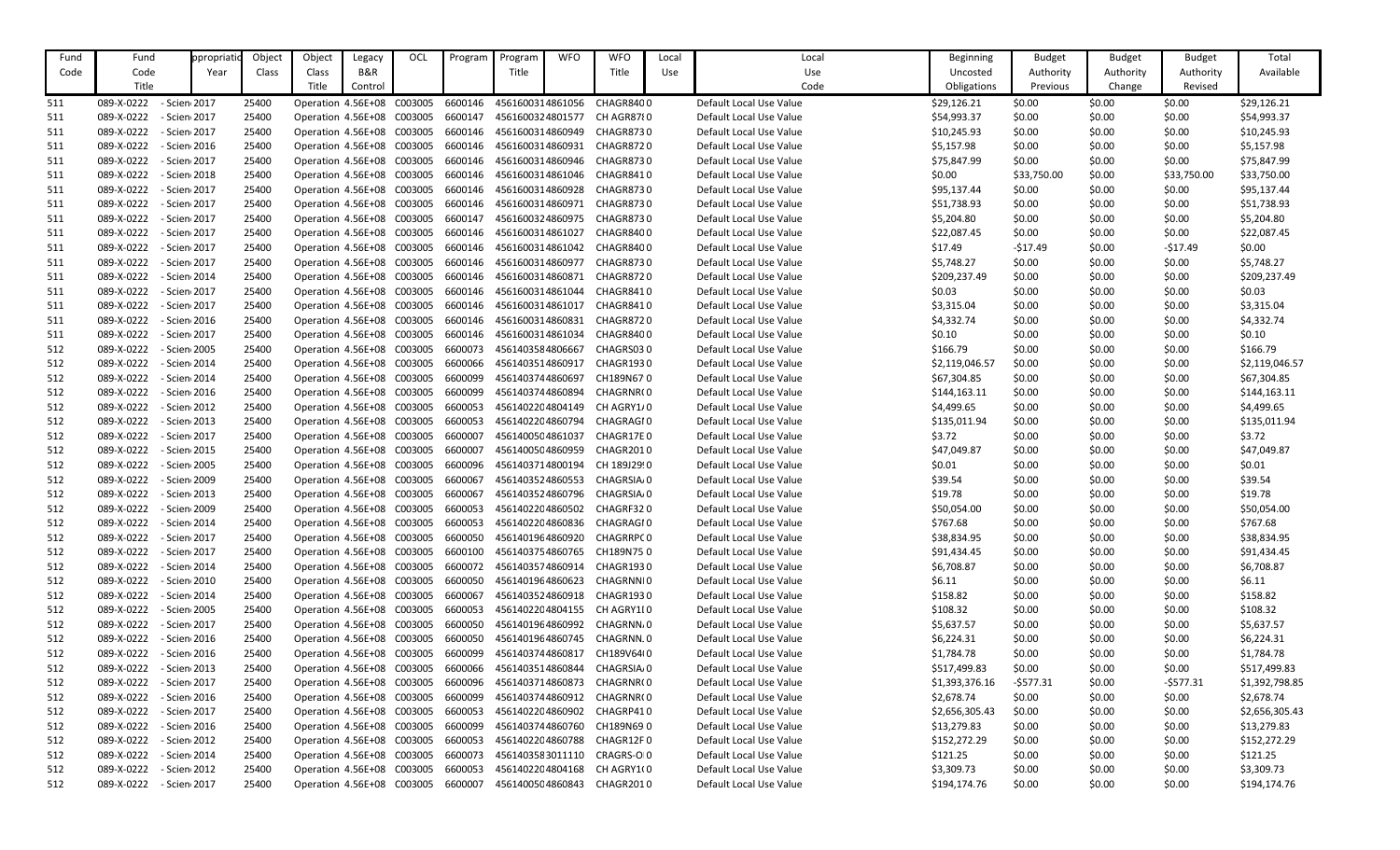| Fund Code | Fund Code Title | Appropriation Year | Object Class | Object Class Title | Legacy B&R Control | OCL | Program | Program Title | WFO | WFO Title | Local Use | Local Use Code | Beginning Uncosted Obligations | Budget Authority Previous | Budget Authority Change | Budget Authority Revised | Total Available |
|---|---|---|---|---|---|---|---|---|---|---|---|---|---|---|---|---|---|
| 511 | 089-X-0222 | - Scien 2017 | 25400 | Operation | 4.56E+08 | C003005 | 6600146 | 4561600314861056 | CHAGR8400 | | | Default Local Use Value | $29,126.21 | $0.00 | $0.00 | $0.00 | $29,126.21 |
| 511 | 089-X-0222 | - Scien 2017 | 25400 | Operation | 4.56E+08 | C003005 | 6600147 | 4561600324801577 | CH AGR8700 | | | Default Local Use Value | $54,993.37 | $0.00 | $0.00 | $0.00 | $54,993.37 |
| 511 | 089-X-0222 | - Scien 2017 | 25400 | Operation | 4.56E+08 | C003005 | 6600146 | 4561600314860949 | CHAGR8730 | | | Default Local Use Value | $10,245.93 | $0.00 | $0.00 | $0.00 | $10,245.93 |
| 511 | 089-X-0222 | - Scien 2016 | 25400 | Operation | 4.56E+08 | C003005 | 6600146 | 4561600314860931 | CHAGR8720 | | | Default Local Use Value | $5,157.98 | $0.00 | $0.00 | $0.00 | $5,157.98 |
| 511 | 089-X-0222 | - Scien 2017 | 25400 | Operation | 4.56E+08 | C003005 | 6600146 | 4561600314860946 | CHAGR8730 | | | Default Local Use Value | $75,847.99 | $0.00 | $0.00 | $0.00 | $75,847.99 |
| 511 | 089-X-0222 | - Scien 2018 | 25400 | Operation | 4.56E+08 | C003005 | 6600146 | 4561600314861046 | CHAGR8410 | | | Default Local Use Value | $0.00 | $33,750.00 | $0.00 | $33,750.00 | $33,750.00 |
| 511 | 089-X-0222 | - Scien 2017 | 25400 | Operation | 4.56E+08 | C003005 | 6600146 | 4561600314860928 | CHAGR8730 | | | Default Local Use Value | $95,137.44 | $0.00 | $0.00 | $0.00 | $95,137.44 |
| 511 | 089-X-0222 | - Scien 2017 | 25400 | Operation | 4.56E+08 | C003005 | 6600146 | 4561600314860971 | CHAGR8730 | | | Default Local Use Value | $51,738.93 | $0.00 | $0.00 | $0.00 | $51,738.93 |
| 511 | 089-X-0222 | - Scien 2017 | 25400 | Operation | 4.56E+08 | C003005 | 6600147 | 4561600324860975 | CHAGR8730 | | | Default Local Use Value | $5,204.80 | $0.00 | $0.00 | $0.00 | $5,204.80 |
| 511 | 089-X-0222 | - Scien 2017 | 25400 | Operation | 4.56E+08 | C003005 | 6600146 | 4561600314861027 | CHAGR8400 | | | Default Local Use Value | $22,087.45 | $0.00 | $0.00 | $0.00 | $22,087.45 |
| 511 | 089-X-0222 | - Scien 2017 | 25400 | Operation | 4.56E+08 | C003005 | 6600146 | 4561600314861042 | CHAGR8400 | | | Default Local Use Value | $17.49 | -$17.49 | $0.00 | -$17.49 | $0.00 |
| 511 | 089-X-0222 | - Scien 2017 | 25400 | Operation | 4.56E+08 | C003005 | 6600146 | 4561600314860977 | CHAGR8730 | | | Default Local Use Value | $5,748.27 | $0.00 | $0.00 | $0.00 | $5,748.27 |
| 511 | 089-X-0222 | - Scien 2014 | 25400 | Operation | 4.56E+08 | C003005 | 6600146 | 4561600314860871 | CHAGR8720 | | | Default Local Use Value | $209,237.49 | $0.00 | $0.00 | $0.00 | $209,237.49 |
| 511 | 089-X-0222 | - Scien 2017 | 25400 | Operation | 4.56E+08 | C003005 | 6600146 | 4561600314861044 | CHAGR8410 | | | Default Local Use Value | $0.03 | $0.00 | $0.00 | $0.00 | $0.03 |
| 511 | 089-X-0222 | - Scien 2017 | 25400 | Operation | 4.56E+08 | C003005 | 6600146 | 4561600314861017 | CHAGR8410 | | | Default Local Use Value | $3,315.04 | $0.00 | $0.00 | $0.00 | $3,315.04 |
| 511 | 089-X-0222 | - Scien 2016 | 25400 | Operation | 4.56E+08 | C003005 | 6600146 | 4561600314860831 | CHAGR8720 | | | Default Local Use Value | $4,332.74 | $0.00 | $0.00 | $0.00 | $4,332.74 |
| 511 | 089-X-0222 | - Scien 2017 | 25400 | Operation | 4.56E+08 | C003005 | 6600146 | 4561600314861034 | CHAGR8400 | | | Default Local Use Value | $0.10 | $0.00 | $0.00 | $0.00 | $0.10 |
| 512 | 089-X-0222 | - Scien 2005 | 25400 | Operation | 4.56E+08 | C003005 | 6600073 | 4561403584806667 | CHAGRS030 | | | Default Local Use Value | $166.79 | $0.00 | $0.00 | $0.00 | $166.79 |
| 512 | 089-X-0222 | - Scien 2014 | 25400 | Operation | 4.56E+08 | C003005 | 6600066 | 4561403514860917 | CHAGR1930 | | | Default Local Use Value | $2,119,046.57 | $0.00 | $0.00 | $0.00 | $2,119,046.57 |
| 512 | 089-X-0222 | - Scien 2014 | 25400 | Operation | 4.56E+08 | C003005 | 6600099 | 4561403744860697 | CH189N670 | | | Default Local Use Value | $67,304.85 | $0.00 | $0.00 | $0.00 | $67,304.85 |
| 512 | 089-X-0222 | - Scien 2016 | 25400 | Operation | 4.56E+08 | C003005 | 6600099 | 4561403744860894 | CHAGRNR0 | | | Default Local Use Value | $144,163.11 | $0.00 | $0.00 | $0.00 | $144,163.11 |
| 512 | 089-X-0222 | - Scien 2012 | 25400 | Operation | 4.56E+08 | C003005 | 6600053 | 4561402204804149 | CH AGRY10 | | | Default Local Use Value | $4,499.65 | $0.00 | $0.00 | $0.00 | $4,499.65 |
| 512 | 089-X-0222 | - Scien 2013 | 25400 | Operation | 4.56E+08 | C003005 | 6600053 | 4561402204860794 | CHAGRAG0 | | | Default Local Use Value | $135,011.94 | $0.00 | $0.00 | $0.00 | $135,011.94 |
| 512 | 089-X-0222 | - Scien 2017 | 25400 | Operation | 4.56E+08 | C003005 | 6600007 | 4561400504861037 | CHAGR17E0 | | | Default Local Use Value | $3.72 | $0.00 | $0.00 | $0.00 | $3.72 |
| 512 | 089-X-0222 | - Scien 2015 | 25400 | Operation | 4.56E+08 | C003005 | 6600007 | 4561400504860959 | CHAGR2010 | | | Default Local Use Value | $47,049.87 | $0.00 | $0.00 | $0.00 | $47,049.87 |
| 512 | 089-X-0222 | - Scien 2005 | 25400 | Operation | 4.56E+08 | C003005 | 6600096 | 4561403714800194 | CH 189J290 | | | Default Local Use Value | $0.01 | $0.00 | $0.00 | $0.00 | $0.01 |
| 512 | 089-X-0222 | - Scien 2009 | 25400 | Operation | 4.56E+08 | C003005 | 6600067 | 4561403524860553 | CHAGRSIA0 | | | Default Local Use Value | $39.54 | $0.00 | $0.00 | $0.00 | $39.54 |
| 512 | 089-X-0222 | - Scien 2013 | 25400 | Operation | 4.56E+08 | C003005 | 6600067 | 4561403524860796 | CHAGRSIA0 | | | Default Local Use Value | $19.78 | $0.00 | $0.00 | $0.00 | $19.78 |
| 512 | 089-X-0222 | - Scien 2009 | 25400 | Operation | 4.56E+08 | C003005 | 6600053 | 4561402204860502 | CHAGRF320 | | | Default Local Use Value | $50,054.00 | $0.00 | $0.00 | $0.00 | $50,054.00 |
| 512 | 089-X-0222 | - Scien 2014 | 25400 | Operation | 4.56E+08 | C003005 | 6600053 | 4561402204860836 | CHAGRAG0 | | | Default Local Use Value | $767.68 | $0.00 | $0.00 | $0.00 | $767.68 |
| 512 | 089-X-0222 | - Scien 2017 | 25400 | Operation | 4.56E+08 | C003005 | 6600050 | 4561401964860920 | CHAGRRPC0 | | | Default Local Use Value | $38,834.95 | $0.00 | $0.00 | $0.00 | $38,834.95 |
| 512 | 089-X-0222 | - Scien 2017 | 25400 | Operation | 4.56E+08 | C003005 | 6600100 | 4561403754860765 | CH189N750 | | | Default Local Use Value | $91,434.45 | $0.00 | $0.00 | $0.00 | $91,434.45 |
| 512 | 089-X-0222 | - Scien 2014 | 25400 | Operation | 4.56E+08 | C003005 | 6600072 | 4561403574860914 | CHAGR1930 | | | Default Local Use Value | $6,708.87 | $0.00 | $0.00 | $0.00 | $6,708.87 |
| 512 | 089-X-0222 | - Scien 2010 | 25400 | Operation | 4.56E+08 | C003005 | 6600050 | 4561401964860623 | CHAGRNNI0 | | | Default Local Use Value | $6.11 | $0.00 | $0.00 | $0.00 | $6.11 |
| 512 | 089-X-0222 | - Scien 2014 | 25400 | Operation | 4.56E+08 | C003005 | 6600067 | 4561403524860918 | CHAGR1930 | | | Default Local Use Value | $158.82 | $0.00 | $0.00 | $0.00 | $158.82 |
| 512 | 089-X-0222 | - Scien 2005 | 25400 | Operation | 4.56E+08 | C003005 | 6600053 | 4561402204804155 | CH AGRY10 | | | Default Local Use Value | $108.32 | $0.00 | $0.00 | $0.00 | $108.32 |
| 512 | 089-X-0222 | - Scien 2017 | 25400 | Operation | 4.56E+08 | C003005 | 6600050 | 4561401964860992 | CHAGRNN0 | | | Default Local Use Value | $5,637.57 | $0.00 | $0.00 | $0.00 | $5,637.57 |
| 512 | 089-X-0222 | - Scien 2016 | 25400 | Operation | 4.56E+08 | C003005 | 6600050 | 4561401964860745 | CHAGRNN.0 | | | Default Local Use Value | $6,224.31 | $0.00 | $0.00 | $0.00 | $6,224.31 |
| 512 | 089-X-0222 | - Scien 2016 | 25400 | Operation | 4.56E+08 | C003005 | 6600099 | 4561403744860817 | CH189V640 | | | Default Local Use Value | $1,784.78 | $0.00 | $0.00 | $0.00 | $1,784.78 |
| 512 | 089-X-0222 | - Scien 2013 | 25400 | Operation | 4.56E+08 | C003005 | 6600066 | 4561403514860844 | CHAGRSIA0 | | | Default Local Use Value | $517,499.83 | $0.00 | $0.00 | $0.00 | $517,499.83 |
| 512 | 089-X-0222 | - Scien 2017 | 25400 | Operation | 4.56E+08 | C003005 | 6600096 | 4561403714860873 | CHAGRNR0 | | | Default Local Use Value | $1,393,376.16 | -$577.31 | $0.00 | -$577.31 | $1,392,798.85 |
| 512 | 089-X-0222 | - Scien 2016 | 25400 | Operation | 4.56E+08 | C003005 | 6600099 | 4561403744860912 | CHAGRNR0 | | | Default Local Use Value | $2,678.74 | $0.00 | $0.00 | $0.00 | $2,678.74 |
| 512 | 089-X-0222 | - Scien 2017 | 25400 | Operation | 4.56E+08 | C003005 | 6600053 | 4561402204860902 | CHAGRP410 | | | Default Local Use Value | $2,656,305.43 | $0.00 | $0.00 | $0.00 | $2,656,305.43 |
| 512 | 089-X-0222 | - Scien 2016 | 25400 | Operation | 4.56E+08 | C003005 | 6600099 | 4561403744860760 | CH189N690 | | | Default Local Use Value | $13,279.83 | $0.00 | $0.00 | $0.00 | $13,279.83 |
| 512 | 089-X-0222 | - Scien 2012 | 25400 | Operation | 4.56E+08 | C003005 | 6600053 | 4561402204860788 | CHAGR12F0 | | | Default Local Use Value | $152,272.29 | $0.00 | $0.00 | $0.00 | $152,272.29 |
| 512 | 089-X-0222 | - Scien 2014 | 25400 | Operation | 4.56E+08 | C003005 | 6600073 | 4561403583011110 | CRAGRS-O0 | | | Default Local Use Value | $121.25 | $0.00 | $0.00 | $0.00 | $121.25 |
| 512 | 089-X-0222 | - Scien 2012 | 25400 | Operation | 4.56E+08 | C003005 | 6600053 | 4561402204804168 | CH AGRY10 | | | Default Local Use Value | $3,309.73 | $0.00 | $0.00 | $0.00 | $3,309.73 |
| 512 | 089-X-0222 | - Scien 2017 | 25400 | Operation | 4.56E+08 | C003005 | 6600007 | 4561400504860843 | CHAGR2010 | | | Default Local Use Value | $194,174.76 | $0.00 | $0.00 | $0.00 | $194,174.76 |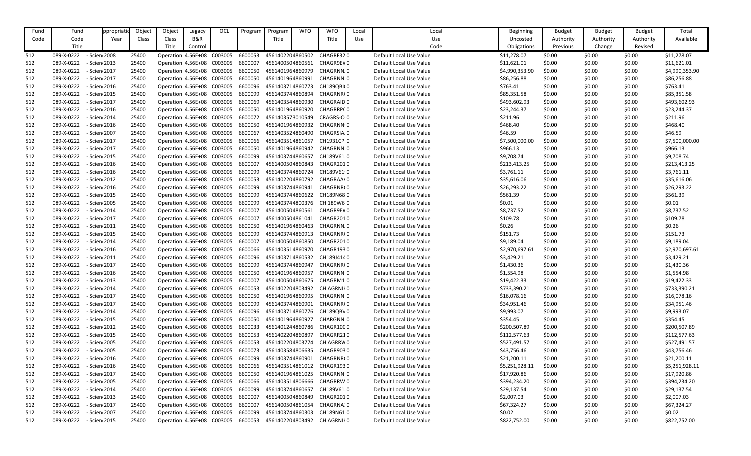| Fund Code | Fund Code Title | Appropriation Year | Object Class | Object Class Title | Legacy B&R Control | OCL | Program | Program Title | WFO | WFO Title | Local Use | Local Use Code | Beginning Uncosted Obligations | Budget Authority Previous | Budget Authority Change | Budget Authority Revised | Total Available |
|---|---|---|---|---|---|---|---|---|---|---|---|---|---|---|---|---|---|
| 512 | 089-X-0222 | - Scien 2008 | 25400 | Operation | 4.56E+08 | C003005 | 6600053 | 4561402204860502 | | CHAGRF32 0 | | Default Local Use Value | $11,278.07 | $0.00 | $0.00 | $0.00 | $11,278.07 |
| 512 | 089-X-0222 | - Scien 2013 | 25400 | Operation | 4.56E+08 | C003005 | 6600007 | 4561400504860561 | | CHAGR9EV 0 | | Default Local Use Value | $11,621.01 | $0.00 | $0.00 | $0.00 | $11,621.01 |
| 512 | 089-X-0222 | - Scien 2017 | 25400 | Operation | 4.56E+08 | C003005 | 6600050 | 4561401964860979 | | CHAGRNN. 0 | | Default Local Use Value | $4,990,353.90 | $0.00 | $0.00 | $0.00 | $4,990,353.90 |
| 512 | 089-X-0222 | - Scien 2017 | 25400 | Operation | 4.56E+08 | C003005 | 6600050 | 4561401964860991 | | CHAGRNNI 0 | | Default Local Use Value | $86,256.88 | $0.00 | $0.00 | $0.00 | $86,256.88 |
| 512 | 089-X-0222 | - Scien 2016 | 25400 | Operation | 4.56E+08 | C003005 | 6600096 | 4561403714860773 | | CH189QBI 0 | | Default Local Use Value | $763.41 | $0.00 | $0.00 | $0.00 | $763.41 |
| 512 | 089-X-0222 | - Scien 2015 | 25400 | Operation | 4.56E+08 | C003005 | 6600099 | 4561403744860894 | | CHAGRNR 0 | | Default Local Use Value | $85,351.58 | $0.00 | $0.00 | $0.00 | $85,351.58 |
| 512 | 089-X-0222 | - Scien 2017 | 25400 | Operation | 4.56E+08 | C003005 | 6600069 | 4561403544860930 | | CHAGRAID 0 | | Default Local Use Value | $493,602.93 | $0.00 | $0.00 | $0.00 | $493,602.93 |
| 512 | 089-X-0222 | - Scien 2016 | 25400 | Operation | 4.56E+08 | C003005 | 6600050 | 4561401964860920 | | CHAGRRPC 0 | | Default Local Use Value | $23,244.37 | $0.00 | $0.00 | $0.00 | $23,244.37 |
| 512 | 089-X-0222 | - Scien 2014 | 25400 | Operation | 4.56E+08 | C003005 | 6600072 | 4561403573010549 | | CRAGRS-O 0 | | Default Local Use Value | $211.96 | $0.00 | $0.00 | $0.00 | $211.96 |
| 512 | 089-X-0222 | - Scien 2016 | 25400 | Operation | 4.56E+08 | C003005 | 6600050 | 4561401964860932 | | CHAGRNN 0 | | Default Local Use Value | $468.40 | $0.00 | $0.00 | $0.00 | $468.40 |
| 512 | 089-X-0222 | - Scien 2007 | 25400 | Operation | 4.56E+08 | C003005 | 6600067 | 4561403524860490 | | CHAGRSIA 0 | | Default Local Use Value | $46.59 | $0.00 | $0.00 | $0.00 | $46.59 |
| 512 | 089-X-0222 | - Scien 2017 | 25400 | Operation | 4.56E+08 | C003005 | 6600066 | 4561403514861057 | | CH1931CP 0 | | Default Local Use Value | $7,500,000.00 | $0.00 | $0.00 | $0.00 | $7,500,000.00 |
| 512 | 089-X-0222 | - Scien 2017 | 25400 | Operation | 4.56E+08 | C003005 | 6600050 | 4561401964860942 | | CHAGRNN. 0 | | Default Local Use Value | $966.13 | $0.00 | $0.00 | $0.00 | $966.13 |
| 512 | 089-X-0222 | - Scien 2015 | 25400 | Operation | 4.56E+08 | C003005 | 6600099 | 4561403744860657 | | CH189V61 0 | | Default Local Use Value | $9,708.74 | $0.00 | $0.00 | $0.00 | $9,708.74 |
| 512 | 089-X-0222 | - Scien 2016 | 25400 | Operation | 4.56E+08 | C003005 | 6600007 | 4561400504860843 | | CHAGR201 0 | | Default Local Use Value | $213,413.25 | $0.00 | $0.00 | $0.00 | $213,413.25 |
| 512 | 089-X-0222 | - Scien 2016 | 25400 | Operation | 4.56E+08 | C003005 | 6600099 | 4561403744860724 | | CH189V61 0 | | Default Local Use Value | $3,761.11 | $0.00 | $0.00 | $0.00 | $3,761.11 |
| 512 | 089-X-0222 | - Scien 2012 | 25400 | Operation | 4.56E+08 | C003005 | 6600053 | 4561402204860792 | | CHAGRAA 0 | | Default Local Use Value | $35,616.06 | $0.00 | $0.00 | $0.00 | $35,616.06 |
| 512 | 089-X-0222 | - Scien 2016 | 25400 | Operation | 4.56E+08 | C003005 | 6600099 | 4561403744860941 | | CHAGRNR 0 | | Default Local Use Value | $26,293.22 | $0.00 | $0.00 | $0.00 | $26,293.22 |
| 512 | 089-X-0222 | - Scien 2015 | 25400 | Operation | 4.56E+08 | C003005 | 6600099 | 4561403744860622 | | CH189N68 0 | | Default Local Use Value | $561.39 | $0.00 | $0.00 | $0.00 | $561.39 |
| 512 | 089-X-0222 | - Scien 2005 | 25400 | Operation | 4.56E+08 | C003005 | 6600099 | 4561403744800376 | | CH 189W6 0 | | Default Local Use Value | $0.01 | $0.00 | $0.00 | $0.00 | $0.01 |
| 512 | 089-X-0222 | - Scien 2014 | 25400 | Operation | 4.56E+08 | C003005 | 6600007 | 4561400504860561 | | CHAGR9EV 0 | | Default Local Use Value | $8,737.52 | $0.00 | $0.00 | $0.00 | $8,737.52 |
| 512 | 089-X-0222 | - Scien 2017 | 25400 | Operation | 4.56E+08 | C003005 | 6600007 | 4561400504861041 | | CHAGR201 0 | | Default Local Use Value | $109.78 | $0.00 | $0.00 | $0.00 | $109.78 |
| 512 | 089-X-0222 | - Scien 2011 | 25400 | Operation | 4.56E+08 | C003005 | 6600050 | 4561401964860463 | | CHAGRNN. 0 | | Default Local Use Value | $0.26 | $0.00 | $0.00 | $0.00 | $0.26 |
| 512 | 089-X-0222 | - Scien 2015 | 25400 | Operation | 4.56E+08 | C003005 | 6600099 | 4561403744860913 | | CHAGRNR 0 | | Default Local Use Value | $151.73 | $0.00 | $0.00 | $0.00 | $151.73 |
| 512 | 089-X-0222 | - Scien 2014 | 25400 | Operation | 4.56E+08 | C003005 | 6600007 | 4561400504860850 | | CHAGR201 0 | | Default Local Use Value | $9,189.04 | $0.00 | $0.00 | $0.00 | $9,189.04 |
| 512 | 089-X-0222 | - Scien 2016 | 25400 | Operation | 4.56E+08 | C003005 | 6600066 | 4561403514860970 | | CHAGR193 0 | | Default Local Use Value | $2,970,697.61 | $0.00 | $0.00 | $0.00 | $2,970,697.61 |
| 512 | 089-X-0222 | - Scien 2011 | 25400 | Operation | 4.56E+08 | C003005 | 6600096 | 4561403714860532 | | CH189J414 0 | | Default Local Use Value | $3,429.21 | $0.00 | $0.00 | $0.00 | $3,429.21 |
| 512 | 089-X-0222 | - Scien 2017 | 25400 | Operation | 4.56E+08 | C003005 | 6600099 | 4561403744860947 | | CHAGRNR 0 | | Default Local Use Value | $1,430.36 | $0.00 | $0.00 | $0.00 | $1,430.36 |
| 512 | 089-X-0222 | - Scien 2016 | 25400 | Operation | 4.56E+08 | C003005 | 6600050 | 4561401964860957 | | CHAGRNNI 0 | | Default Local Use Value | $1,554.98 | $0.00 | $0.00 | $0.00 | $1,554.98 |
| 512 | 089-X-0222 | - Scien 2013 | 25400 | Operation | 4.56E+08 | C003005 | 6600007 | 4561400504860675 | | CHAGRM1 0 | | Default Local Use Value | $19,422.33 | $0.00 | $0.00 | $0.00 | $19,422.33 |
| 512 | 089-X-0222 | - Scien 2014 | 25400 | Operation | 4.56E+08 | C003005 | 6600053 | 4561402204803492 | | CH AGRNI 0 | | Default Local Use Value | $733,390.21 | $0.00 | $0.00 | $0.00 | $733,390.21 |
| 512 | 089-X-0222 | - Scien 2017 | 25400 | Operation | 4.56E+08 | C003005 | 6600050 | 4561401964860995 | | CHAGRNNI 0 | | Default Local Use Value | $16,078.16 | $0.00 | $0.00 | $0.00 | $16,078.16 |
| 512 | 089-X-0222 | - Scien 2017 | 25400 | Operation | 4.56E+08 | C003005 | 6600099 | 4561403744860901 | | CHAGRNR 0 | | Default Local Use Value | $34,951.46 | $0.00 | $0.00 | $0.00 | $34,951.46 |
| 512 | 089-X-0222 | - Scien 2014 | 25400 | Operation | 4.56E+08 | C003005 | 6600096 | 4561403714860776 | | CH189QBV 0 | | Default Local Use Value | $9,993.07 | $0.00 | $0.00 | $0.00 | $9,993.07 |
| 512 | 089-X-0222 | - Scien 2015 | 25400 | Operation | 4.56E+08 | C003005 | 6600050 | 4561401964860927 | | CHARGNNI 0 | | Default Local Use Value | $354.45 | $0.00 | $0.00 | $0.00 | $354.45 |
| 512 | 089-X-0222 | - Scien 2012 | 25400 | Operation | 4.56E+08 | C003005 | 6600033 | 4561401244860786 | | CHAGR100 0 | | Default Local Use Value | $200,507.89 | $0.00 | $0.00 | $0.00 | $200,507.89 |
| 512 | 089-X-0222 | - Scien 2015 | 25400 | Operation | 4.56E+08 | C003005 | 6600053 | 4561402204860897 | | CHAGRR21 0 | | Default Local Use Value | $112,577.63 | $0.00 | $0.00 | $0.00 | $112,577.63 |
| 512 | 089-X-0222 | - Scien 2005 | 25400 | Operation | 4.56E+08 | C003005 | 6600053 | 4561402204803774 | | CH AGRRW 0 | | Default Local Use Value | $527,491.57 | $0.00 | $0.00 | $0.00 | $527,491.57 |
| 512 | 089-X-0222 | - Scien 2005 | 25400 | Operation | 4.56E+08 | C003005 | 6600073 | 4561403584806635 | | CHAGR903 0 | | Default Local Use Value | $43,756.46 | $0.00 | $0.00 | $0.00 | $43,756.46 |
| 512 | 089-X-0222 | - Scien 2016 | 25400 | Operation | 4.56E+08 | C003005 | 6600099 | 4561403744860901 | | CHAGRNR 0 | | Default Local Use Value | $21,200.11 | $0.00 | $0.00 | $0.00 | $21,200.11 |
| 512 | 089-X-0222 | - Scien 2016 | 25400 | Operation | 4.56E+08 | C003005 | 6600066 | 4561403514861012 | | CHAGR193 0 | | Default Local Use Value | $5,251,928.11 | $0.00 | $0.00 | $0.00 | $5,251,928.11 |
| 512 | 089-X-0222 | - Scien 2017 | 25400 | Operation | 4.56E+08 | C003005 | 6600050 | 4561401964861025 | | CHAGRNNI 0 | | Default Local Use Value | $17,920.86 | $0.00 | $0.00 | $0.00 | $17,920.86 |
| 512 | 089-X-0222 | - Scien 2005 | 25400 | Operation | 4.56E+08 | C003005 | 6600066 | 4561403514806666 | | CHAGRRW 0 | | Default Local Use Value | $394,234.20 | $0.00 | $0.00 | $0.00 | $394,234.20 |
| 512 | 089-X-0222 | - Scien 2014 | 25400 | Operation | 4.56E+08 | C003005 | 6600099 | 4561403744860657 | | CH189V61 0 | | Default Local Use Value | $29,137.54 | $0.00 | $0.00 | $0.00 | $29,137.54 |
| 512 | 089-X-0222 | - Scien 2013 | 25400 | Operation | 4.56E+08 | C003005 | 6600007 | 4561400504860849 | | CHAGR201 0 | | Default Local Use Value | $2,007.03 | $0.00 | $0.00 | $0.00 | $2,007.03 |
| 512 | 089-X-0222 | - Scien 2017 | 25400 | Operation | 4.56E+08 | C003005 | 6600007 | 4561400504861054 | | CHAGRNA 0 | | Default Local Use Value | $67,324.27 | $0.00 | $0.00 | $0.00 | $67,324.27 |
| 512 | 089-X-0222 | - Scien 2007 | 25400 | Operation | 4.56E+08 | C003005 | 6600099 | 4561403744860303 | | CH189N61 0 | | Default Local Use Value | $0.02 | $0.00 | $0.00 | $0.00 | $0.02 |
| 512 | 089-X-0222 | - Scien 2015 | 25400 | Operation | 4.56E+08 | C003005 | 6600053 | 4561402204803492 | | CH AGRNI 0 | | Default Local Use Value | $822,752.00 | $0.00 | $0.00 | $0.00 | $822,752.00 |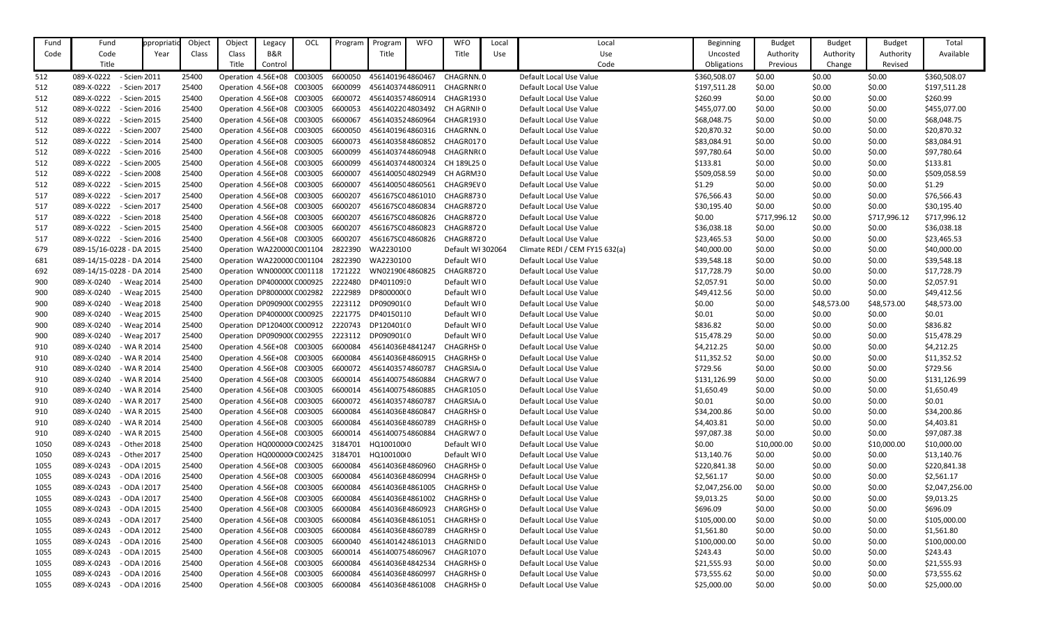| Fund Code | Fund Code Title | ppropriatio Year | Object Class | Object Class Title | Legacy B&R Control | OCL | Program | Program Title | WFO | WFO Title | Local Use | Local Use Code | Beginning Uncosted Obligations | Budget Authority Previous | Budget Authority Change | Budget Authority Revised | Total Available |
|---|---|---|---|---|---|---|---|---|---|---|---|---|---|---|---|---|---|
| 512 | 089-X-0222 | - Scien 2011 | 25400 | Operation | 4.56E+08 | C003005 | 6600050 | 4561401964860467 | | CHAGRNN.0 | | Default Local Use Value | $360,508.07 | $0.00 | $0.00 | $0.00 | $360,508.07 |
| 512 | 089-X-0222 | - Scien 2017 | 25400 | Operation | 4.56E+08 | C003005 | 6600099 | 4561403744860911 | | CHAGRNR0 | | Default Local Use Value | $197,511.28 | $0.00 | $0.00 | $0.00 | $197,511.28 |
| 512 | 089-X-0222 | - Scien 2015 | 25400 | Operation | 4.56E+08 | C003005 | 6600072 | 4561403574860914 | | CHAGR1930 | | Default Local Use Value | $260.99 | $0.00 | $0.00 | $0.00 | $260.99 |
| 512 | 089-X-0222 | - Scien 2016 | 25400 | Operation | 4.56E+08 | C003005 | 6600053 | 4561402204803492 | | CH AGRNI0 | | Default Local Use Value | $455,077.00 | $0.00 | $0.00 | $0.00 | $455,077.00 |
| 512 | 089-X-0222 | - Scien 2015 | 25400 | Operation | 4.56E+08 | C003005 | 6600067 | 4561403524860964 | | CHAGR1930 | | Default Local Use Value | $68,048.75 | $0.00 | $0.00 | $0.00 | $68,048.75 |
| 512 | 089-X-0222 | - Scien 2007 | 25400 | Operation | 4.56E+08 | C003005 | 6600050 | 4561401964860316 | | CHAGRNN.0 | | Default Local Use Value | $20,870.32 | $0.00 | $0.00 | $0.00 | $20,870.32 |
| 512 | 089-X-0222 | - Scien 2014 | 25400 | Operation | 4.56E+08 | C003005 | 6600073 | 4561403584860852 | | CHAGR0170 | | Default Local Use Value | $83,084.91 | $0.00 | $0.00 | $0.00 | $83,084.91 |
| 512 | 089-X-0222 | - Scien 2016 | 25400 | Operation | 4.56E+08 | C003005 | 6600099 | 4561403744860948 | | CHAGRNR0 | | Default Local Use Value | $97,780.64 | $0.00 | $0.00 | $0.00 | $97,780.64 |
| 512 | 089-X-0222 | - Scien 2005 | 25400 | Operation | 4.56E+08 | C003005 | 6600099 | 4561403744800324 | | CH 189L25 0 | | Default Local Use Value | $133.81 | $0.00 | $0.00 | $0.00 | $133.81 |
| 512 | 089-X-0222 | - Scien 2008 | 25400 | Operation | 4.56E+08 | C003005 | 6600007 | 4561400504802949 | | CH AGRM30 | | Default Local Use Value | $509,058.59 | $0.00 | $0.00 | $0.00 | $509,058.59 |
| 512 | 089-X-0222 | - Scien 2015 | 25400 | Operation | 4.56E+08 | C003005 | 6600007 | 4561400504860561 | | CHAGR9EV0 | | Default Local Use Value | $1.29 | $0.00 | $0.00 | $0.00 | $1.29 |
| 517 | 089-X-0222 | - Scien 2017 | 25400 | Operation | 4.56E+08 | C003005 | 6600207 | 456167SC04861010 | | CHAGR8730 | | Default Local Use Value | $76,566.43 | $0.00 | $0.00 | $0.00 | $76,566.43 |
| 517 | 089-X-0222 | - Scien 2017 | 25400 | Operation | 4.56E+08 | C003005 | 6600207 | 456167SC04860834 | | CHAGR8720 | | Default Local Use Value | $30,195.40 | $0.00 | $0.00 | $0.00 | $30,195.40 |
| 517 | 089-X-0222 | - Scien 2018 | 25400 | Operation | 4.56E+08 | C003005 | 6600207 | 456167SC04860826 | | CHAGR8720 | | Default Local Use Value | $0.00 | $717,996.12 | $0.00 | $717,996.12 | $717,996.12 |
| 517 | 089-X-0222 | - Scien 2015 | 25400 | Operation | 4.56E+08 | C003005 | 6600207 | 456167SC04860823 | | CHAGR8720 | | Default Local Use Value | $36,038.18 | $0.00 | $0.00 | $0.00 | $36,038.18 |
| 517 | 089-X-0222 | - Scien 2016 | 25400 | Operation | 4.56E+08 | C003005 | 6600207 | 456167SC04860826 | | CHAGR8720 | | Default Local Use Value | $23,465.53 | $0.00 | $0.00 | $0.00 | $23,465.53 |
| 679 | 089-15/16-0228 - DA 2015 | | 25400 | Operation | WA220000 | C001104 | 2822390 | WA2230100 | | Default WI | 302064 | Climate REDI / CEM FY15 632(a) | $40,000.00 | $0.00 | $0.00 | $0.00 | $40,000.00 |
| 681 | 089-14/15-0228 - DA 2014 | | 25400 | Operation | WA220000 | C001104 | 2822390 | WA2230100 | | Default WI0 | | Default Local Use Value | $39,548.18 | $0.00 | $0.00 | $0.00 | $39,548.18 |
| 692 | 089-14/15-0228 - DA 2014 | | 25400 | Operation | WN00000C | C001118 | 1721222 | WN02190€4860825 | | CHAGR8720 | | Default Local Use Value | $17,728.79 | $0.00 | $0.00 | $0.00 | $17,728.79 |
| 900 | 089-X-0240 | - Weap 2014 | 25400 | Operation | DP400000 | C000925 | 2222480 | DP4011093 0 | | Default WI0 | | Default Local Use Value | $2,057.91 | $0.00 | $0.00 | $0.00 | $2,057.91 |
| 900 | 089-X-0240 | - Weap 2015 | 25400 | Operation | DP800000 | C002982 | 2222989 | DP800000C0 | | Default WI0 | | Default Local Use Value | $49,412.56 | $0.00 | $0.00 | $0.00 | $49,412.56 |
| 900 | 089-X-0240 | - Weap 2018 | 25400 | Operation | DP090900 | C002955 | 2223112 | DP090901C0 | | Default WI0 | | Default Local Use Value | $0.00 | $0.00 | $48,573.00 | $48,573.00 | $48,573.00 |
| 900 | 089-X-0240 | - Weap 2015 | 25400 | Operation | DP400000 | C000925 | 2221775 | DP4015011 0 | | Default WI0 | | Default Local Use Value | $0.01 | $0.00 | $0.00 | $0.00 | $0.01 |
| 900 | 089-X-0240 | - Weap 2014 | 25400 | Operation | DP120400 | C000912 | 2220743 | DP120401C0 | | Default WI0 | | Default Local Use Value | $836.82 | $0.00 | $0.00 | $0.00 | $836.82 |
| 900 | 089-X-0240 | - Weap 2017 | 25400 | Operation | DP090900 | C002955 | 2223112 | DP090901C0 | | Default WI0 | | Default Local Use Value | $15,478.29 | $0.00 | $0.00 | $0.00 | $15,478.29 |
| 910 | 089-X-0240 | - WA R 2014 | 25400 | Operation | 4.56E+08 | C003005 | 6600084 | 456140366 4841247 | | CHAGRHSI0 | | Default Local Use Value | $4,212.25 | $0.00 | $0.00 | $0.00 | $4,212.25 |
| 910 | 089-X-0240 | - WA R 2014 | 25400 | Operation | 4.56E+08 | C003005 | 6600084 | 456140366 4860915 | | CHAGRHSI0 | | Default Local Use Value | $11,352.52 | $0.00 | $0.00 | $0.00 | $11,352.52 |
| 910 | 089-X-0240 | - WA R 2014 | 25400 | Operation | 4.56E+08 | C003005 | 6600072 | 4561403574860787 | | CHAGRSIA0 | | Default Local Use Value | $729.56 | $0.00 | $0.00 | $0.00 | $729.56 |
| 910 | 089-X-0240 | - WA R 2014 | 25400 | Operation | 4.56E+08 | C003005 | 6600014 | 4561400754860884 | | CHAGRW70 | | Default Local Use Value | $131,126.99 | $0.00 | $0.00 | $0.00 | $131,126.99 |
| 910 | 089-X-0240 | - WA R 2014 | 25400 | Operation | 4.56E+08 | C003005 | 6600014 | 4561400754860885 | | CHAGR1050 | | Default Local Use Value | $1,650.49 | $0.00 | $0.00 | $0.00 | $1,650.49 |
| 910 | 089-X-0240 | - WA R 2017 | 25400 | Operation | 4.56E+08 | C003005 | 6600072 | 4561403574860787 | | CHAGRSIA0 | | Default Local Use Value | $0.01 | $0.00 | $0.00 | $0.00 | $0.01 |
| 910 | 089-X-0240 | - WA R 2015 | 25400 | Operation | 4.56E+08 | C003005 | 6600084 | 456140366 4860847 | | CHAGRHSI0 | | Default Local Use Value | $34,200.86 | $0.00 | $0.00 | $0.00 | $34,200.86 |
| 910 | 089-X-0240 | - WA R 2014 | 25400 | Operation | 4.56E+08 | C003005 | 6600084 | 456140366 4860789 | | CHAGRHSI0 | | Default Local Use Value | $4,403.81 | $0.00 | $0.00 | $0.00 | $4,403.81 |
| 910 | 089-X-0240 | - WA R 2015 | 25400 | Operation | 4.56E+08 | C003005 | 6600014 | 4561400754860884 | | CHAGRW70 | | Default Local Use Value | $97,087.38 | $0.00 | $0.00 | $0.00 | $97,087.38 |
| 1050 | 089-X-0243 | - Other 2018 | 25400 | Operation | HQ000000 | C002425 | 3184701 | HQ1001000 | | Default WI0 | | Default Local Use Value | $0.00 | $10,000.00 | $0.00 | $10,000.00 | $10,000.00 |
| 1050 | 089-X-0243 | - Other 2017 | 25400 | Operation | HQ000000 | C002425 | 3184701 | HQ1001000 | | Default WI0 | | Default Local Use Value | $13,140.76 | $0.00 | $0.00 | $0.00 | $13,140.76 |
| 1055 | 089-X-0243 | - ODA 2015 | 25400 | Operation | 4.56E+08 | C003005 | 6600084 | 456140366 4860960 | | CHAGRHSI0 | | Default Local Use Value | $220,841.38 | $0.00 | $0.00 | $0.00 | $220,841.38 |
| 1055 | 089-X-0243 | - ODA 2016 | 25400 | Operation | 4.56E+08 | C003005 | 6600084 | 456140366 4860994 | | CHAGRHSI0 | | Default Local Use Value | $2,561.17 | $0.00 | $0.00 | $0.00 | $2,561.17 |
| 1055 | 089-X-0243 | - ODA 2017 | 25400 | Operation | 4.56E+08 | C003005 | 6600084 | 456140366 4861005 | | CHAGRHSI0 | | Default Local Use Value | $2,047,256.00 | $0.00 | $0.00 | $0.00 | $2,047,256.00 |
| 1055 | 089-X-0243 | - ODA 2017 | 25400 | Operation | 4.56E+08 | C003005 | 6600084 | 456140366 4861002 | | CHAGRHSI0 | | Default Local Use Value | $9,013.25 | $0.00 | $0.00 | $0.00 | $9,013.25 |
| 1055 | 089-X-0243 | - ODA 2015 | 25400 | Operation | 4.56E+08 | C003005 | 6600084 | 456140366 4860923 | | CHARGHSI0 | | Default Local Use Value | $696.09 | $0.00 | $0.00 | $0.00 | $696.09 |
| 1055 | 089-X-0243 | - ODA 2017 | 25400 | Operation | 4.56E+08 | C003005 | 6600084 | 456140366 4861051 | | CHAGRHSI0 | | Default Local Use Value | $105,000.00 | $0.00 | $0.00 | $0.00 | $105,000.00 |
| 1055 | 089-X-0243 | - ODA 2012 | 25400 | Operation | 4.56E+08 | C003005 | 6600084 | 456140366 4860789 | | CHAGRHSI0 | | Default Local Use Value | $1,561.80 | $0.00 | $0.00 | $0.00 | $1,561.80 |
| 1055 | 089-X-0243 | - ODA 2016 | 25400 | Operation | 4.56E+08 | C003005 | 6600040 | 4561401424861013 | | CHAGRNID0 | | Default Local Use Value | $100,000.00 | $0.00 | $0.00 | $0.00 | $100,000.00 |
| 1055 | 089-X-0243 | - ODA 2015 | 25400 | Operation | 4.56E+08 | C003005 | 6600014 | 4561400754860967 | | CHAGR1070 | | Default Local Use Value | $243.43 | $0.00 | $0.00 | $0.00 | $243.43 |
| 1055 | 089-X-0243 | - ODA 2016 | 25400 | Operation | 4.56E+08 | C003005 | 6600084 | 456140366 4842534 | | CHAGRHSI0 | | Default Local Use Value | $21,555.93 | $0.00 | $0.00 | $0.00 | $21,555.93 |
| 1055 | 089-X-0243 | - ODA 2016 | 25400 | Operation | 4.56E+08 | C003005 | 6600084 | 456140366 4860997 | | CHAGRHSI0 | | Default Local Use Value | $73,555.62 | $0.00 | $0.00 | $0.00 | $73,555.62 |
| 1055 | 089-X-0243 | - ODA 2016 | 25400 | Operation | 4.56E+08 | C003005 | 6600084 | 456140366 4861008 | | CHAGRHSI0 | | Default Local Use Value | $25,000.00 | $0.00 | $0.00 | $0.00 | $25,000.00 |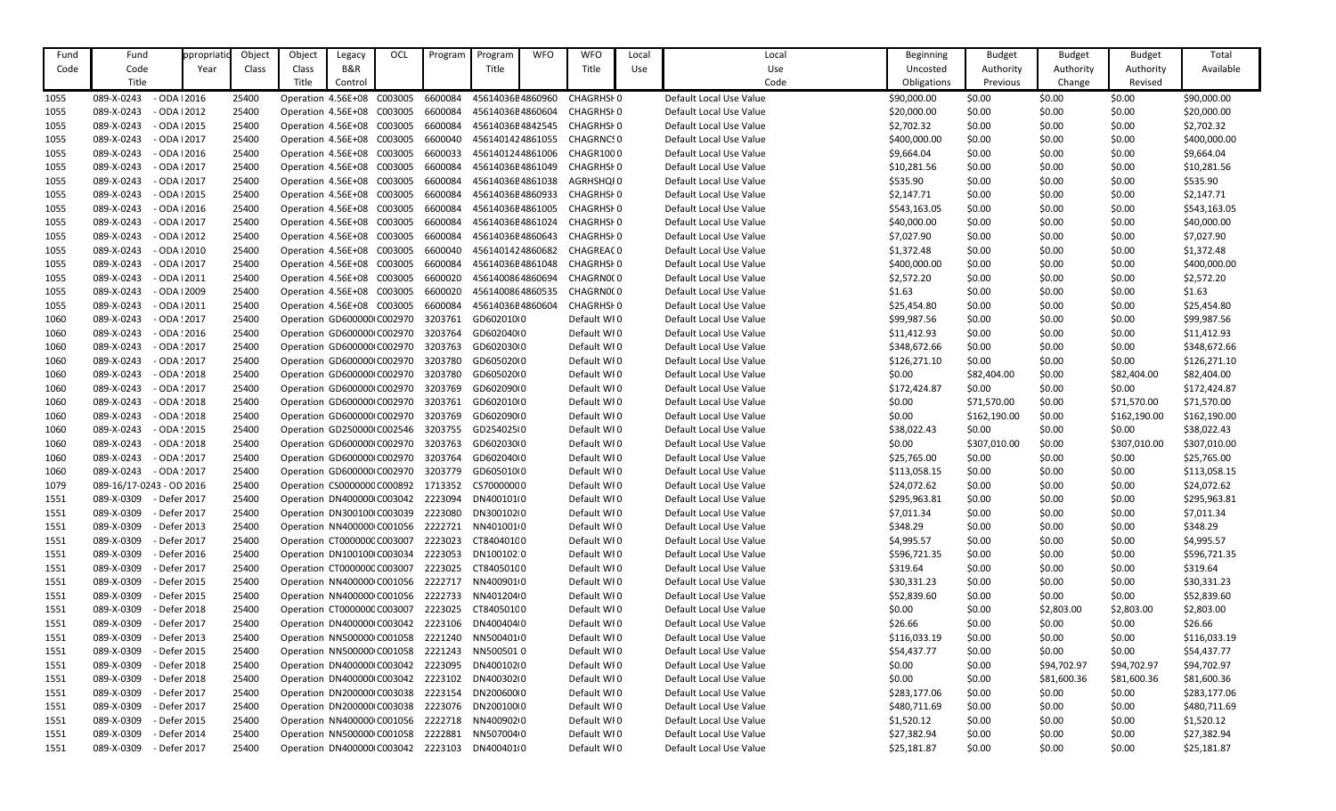| Fund Code | Fund Code Title | ppropriatio Year | Object Class | Object Class Title | Legacy B&R Control | OCL | Program | Program Title | WFO | WFO Title | Local Use | Local Use Code | Beginning Uncosted Obligations | Budget Authority Previous | Budget Authority Change | Budget Authority Revised | Total Available |
|---|---|---|---|---|---|---|---|---|---|---|---|---|---|---|---|---|---|
| 1055 | 089-X-0243 | - ODA I 2016 | 25400 | Operation | 4.56E+08 | C003005 | 6600084 | 45614036E4860960 | | CHAGRHSH0 | | Default Local Use Value | $90,000.00 | $0.00 | $0.00 | $0.00 | $90,000.00 |
| 1055 | 089-X-0243 | - ODA I 2012 | 25400 | Operation | 4.56E+08 | C003005 | 6600084 | 45614036E4860604 | | CHAGRHSH0 | | Default Local Use Value | $20,000.00 | $0.00 | $0.00 | $0.00 | $20,000.00 |
| 1055 | 089-X-0243 | - ODA I 2015 | 25400 | Operation | 4.56E+08 | C003005 | 6600084 | 45614036E4842545 | | CHAGRHSH0 | | Default Local Use Value | $2,702.32 | $0.00 | $0.00 | $0.00 | $2,702.32 |
| 1055 | 089-X-0243 | - ODA I 2017 | 25400 | Operation | 4.56E+08 | C003005 | 6600040 | 45614014244861055 | | CHAGRNCS0 | | Default Local Use Value | $400,000.00 | $0.00 | $0.00 | $0.00 | $400,000.00 |
| 1055 | 089-X-0243 | - ODA I 2016 | 25400 | Operation | 4.56E+08 | C003005 | 6600033 | 45614012444861006 | | CHAGR1000 | | Default Local Use Value | $9,664.04 | $0.00 | $0.00 | $0.00 | $9,664.04 |
| 1055 | 089-X-0243 | - ODA I 2017 | 25400 | Operation | 4.56E+08 | C003005 | 6600084 | 45614036E4861049 | | CHAGRHSH0 | | Default Local Use Value | $10,281.56 | $0.00 | $0.00 | $0.00 | $10,281.56 |
| 1055 | 089-X-0243 | - ODA I 2017 | 25400 | Operation | 4.56E+08 | C003005 | 6600084 | 45614036E4861038 | | AGRHSHQI0 | | Default Local Use Value | $535.90 | $0.00 | $0.00 | $0.00 | $535.90 |
| 1055 | 089-X-0243 | - ODA I 2015 | 25400 | Operation | 4.56E+08 | C003005 | 6600084 | 45614036E4860933 | | CHAGRHSH0 | | Default Local Use Value | $2,147.71 | $0.00 | $0.00 | $0.00 | $2,147.71 |
| 1055 | 089-X-0243 | - ODA I 2016 | 25400 | Operation | 4.56E+08 | C003005 | 6600084 | 45614036E4861005 | | CHAGRHSH0 | | Default Local Use Value | $543,163.05 | $0.00 | $0.00 | $0.00 | $543,163.05 |
| 1055 | 089-X-0243 | - ODA I 2017 | 25400 | Operation | 4.56E+08 | C003005 | 6600084 | 45614036E4861024 | | CHAGRHSH0 | | Default Local Use Value | $40,000.00 | $0.00 | $0.00 | $0.00 | $40,000.00 |
| 1055 | 089-X-0243 | - ODA I 2012 | 25400 | Operation | 4.56E+08 | C003005 | 6600084 | 45614036E4860643 | | CHAGRHSH0 | | Default Local Use Value | $7,027.90 | $0.00 | $0.00 | $0.00 | $7,027.90 |
| 1055 | 089-X-0243 | - ODA I 2010 | 25400 | Operation | 4.56E+08 | C003005 | 6600040 | 45614014244860682 | | CHAGREAC0 | | Default Local Use Value | $1,372.48 | $0.00 | $0.00 | $0.00 | $1,372.48 |
| 1055 | 089-X-0243 | - ODA I 2017 | 25400 | Operation | 4.56E+08 | C003005 | 6600084 | 45614036E4861048 | | CHAGRHSH0 | | Default Local Use Value | $400,000.00 | $0.00 | $0.00 | $0.00 | $400,000.00 |
| 1055 | 089-X-0243 | - ODA I 2011 | 25400 | Operation | 4.56E+08 | C003005 | 6600020 | 45614008E4860694 | | CHAGRNOC0 | | Default Local Use Value | $2,572.20 | $0.00 | $0.00 | $0.00 | $2,572.20 |
| 1055 | 089-X-0243 | - ODA I 2009 | 25400 | Operation | 4.56E+08 | C003005 | 6600020 | 45614008E4860535 | | CHAGRNOC0 | | Default Local Use Value | $1.63 | $0.00 | $0.00 | $0.00 | $1.63 |
| 1055 | 089-X-0243 | - ODA I 2011 | 25400 | Operation | 4.56E+08 | C003005 | 6600084 | 45614036E4860604 | | CHAGRHSH0 | | Default Local Use Value | $25,454.80 | $0.00 | $0.00 | $0.00 | $25,454.80 |
| 1060 | 089-X-0243 | - ODA : 2017 | 25400 | Operation | GD600000 | C002970 | 3203761 | GD602010 | 0 | Default WI0 | | Default Local Use Value | $99,987.56 | $0.00 | $0.00 | $0.00 | $99,987.56 |
| 1060 | 089-X-0243 | - ODA : 2016 | 25400 | Operation | GD600000 | C002970 | 3203764 | GD602040 | 0 | Default WI0 | | Default Local Use Value | $11,412.93 | $0.00 | $0.00 | $0.00 | $11,412.93 |
| 1060 | 089-X-0243 | - ODA : 2017 | 25400 | Operation | GD600000 | C002970 | 3203763 | GD602030 | 0 | Default WI0 | | Default Local Use Value | $348,672.66 | $0.00 | $0.00 | $0.00 | $348,672.66 |
| 1060 | 089-X-0243 | - ODA : 2017 | 25400 | Operation | GD600000 | C002970 | 3203780 | GD605020 | 0 | Default WI0 | | Default Local Use Value | $126,271.10 | $0.00 | $0.00 | $0.00 | $126,271.10 |
| 1060 | 089-X-0243 | - ODA : 2018 | 25400 | Operation | GD600000 | C002970 | 3203780 | GD605020 | 0 | Default WI0 | | Default Local Use Value | $0.00 | $82,404.00 | $0.00 | $82,404.00 | $82,404.00 |
| 1060 | 089-X-0243 | - ODA : 2017 | 25400 | Operation | GD600000 | C002970 | 3203769 | GD602090 | 0 | Default WI0 | | Default Local Use Value | $172,424.87 | $0.00 | $0.00 | $0.00 | $172,424.87 |
| 1060 | 089-X-0243 | - ODA : 2018 | 25400 | Operation | GD600000 | C002970 | 3203761 | GD602010 | 0 | Default WI0 | | Default Local Use Value | $0.00 | $71,570.00 | $0.00 | $71,570.00 | $71,570.00 |
| 1060 | 089-X-0243 | - ODA : 2018 | 25400 | Operation | GD600000 | C002970 | 3203769 | GD602090 | 0 | Default WI0 | | Default Local Use Value | $0.00 | $162,190.00 | $0.00 | $162,190.00 | $162,190.00 |
| 1060 | 089-X-0243 | - ODA : 2015 | 25400 | Operation | GD250000 | C002546 | 3203755 | GD254025 | 0 | Default WI0 | | Default Local Use Value | $38,022.43 | $0.00 | $0.00 | $0.00 | $38,022.43 |
| 1060 | 089-X-0243 | - ODA : 2018 | 25400 | Operation | GD600000 | C002970 | 3203763 | GD602030 | 0 | Default WI0 | | Default Local Use Value | $0.00 | $307,010.00 | $0.00 | $307,010.00 | $307,010.00 |
| 1060 | 089-X-0243 | - ODA : 2017 | 25400 | Operation | GD600000 | C002970 | 3203764 | GD602040 | 0 | Default WI0 | | Default Local Use Value | $25,765.00 | $0.00 | $0.00 | $0.00 | $25,765.00 |
| 1060 | 089-X-0243 | - ODA : 2017 | 25400 | Operation | GD600000 | C002970 | 3203779 | GD605010 | 0 | Default WI0 | | Default Local Use Value | $113,058.15 | $0.00 | $0.00 | $0.00 | $113,058.15 |
| 1079 | 089-16/17-0243 - OD 2016 | | 25400 | Operation | CS000000 | C000892 | 1713352 | CS7000000 | 0 | Default WI0 | | Default Local Use Value | $24,072.62 | $0.00 | $0.00 | $0.00 | $24,072.62 |
| 1551 | 089-X-0309 | - Defer 2017 | 25400 | Operation | DN400000 | C003042 | 2223094 | DN400101 | 0 | Default WI0 | | Default Local Use Value | $295,963.81 | $0.00 | $0.00 | $0.00 | $295,963.81 |
| 1551 | 089-X-0309 | - Defer 2017 | 25400 | Operation | DN300100 | C003039 | 2223080 | DN300102 | 0 | Default WI0 | | Default Local Use Value | $7,011.34 | $0.00 | $0.00 | $0.00 | $7,011.34 |
| 1551 | 089-X-0309 | - Defer 2013 | 25400 | Operation | NN400000 | C001056 | 2222721 | NN401001 | 0 | Default WI0 | | Default Local Use Value | $348.29 | $0.00 | $0.00 | $0.00 | $348.29 |
| 1551 | 089-X-0309 | - Defer 2017 | 25400 | Operation | CT000000 | C003007 | 2223023 | CT8404010 | 0 | Default WI0 | | Default Local Use Value | $4,995.57 | $0.00 | $0.00 | $0.00 | $4,995.57 |
| 1551 | 089-X-0309 | - Defer 2016 | 25400 | Operation | DN100100 | C003034 | 2223053 | DN100102 | 0 | Default WI0 | | Default Local Use Value | $596,721.35 | $0.00 | $0.00 | $0.00 | $596,721.35 |
| 1551 | 089-X-0309 | - Defer 2017 | 25400 | Operation | CT000000 | C003007 | 2223025 | CT8405010 | 0 | Default WI0 | | Default Local Use Value | $319.64 | $0.00 | $0.00 | $0.00 | $319.64 |
| 1551 | 089-X-0309 | - Defer 2015 | 25400 | Operation | NN400000 | C001056 | 2222717 | NN400901 | 0 | Default WI0 | | Default Local Use Value | $30,331.23 | $0.00 | $0.00 | $0.00 | $30,331.23 |
| 1551 | 089-X-0309 | - Defer 2015 | 25400 | Operation | NN400000 | C001056 | 2222733 | NN401204 | 0 | Default WI0 | | Default Local Use Value | $52,839.60 | $0.00 | $0.00 | $0.00 | $52,839.60 |
| 1551 | 089-X-0309 | - Defer 2018 | 25400 | Operation | CT000000 | C003007 | 2223025 | CT8405010 | 0 | Default WI0 | | Default Local Use Value | $0.00 | $0.00 | $2,803.00 | $2,803.00 | $2,803.00 |
| 1551 | 089-X-0309 | - Defer 2017 | 25400 | Operation | DN400000 | C003042 | 2223106 | DN400404 | 0 | Default WI0 | | Default Local Use Value | $26.66 | $0.00 | $0.00 | $0.00 | $26.66 |
| 1551 | 089-X-0309 | - Defer 2013 | 25400 | Operation | NN500000 | C001058 | 2221240 | NN500401 | 0 | Default WI0 | | Default Local Use Value | $116,033.19 | $0.00 | $0.00 | $0.00 | $116,033.19 |
| 1551 | 089-X-0309 | - Defer 2015 | 25400 | Operation | NN500000 | C001058 | 2221243 | NN500501 | 0 | Default WI0 | | Default Local Use Value | $54,437.77 | $0.00 | $0.00 | $0.00 | $54,437.77 |
| 1551 | 089-X-0309 | - Defer 2018 | 25400 | Operation | DN400000 | C003042 | 2223095 | DN400102 | 0 | Default WI0 | | Default Local Use Value | $0.00 | $0.00 | $94,702.97 | $94,702.97 | $94,702.97 |
| 1551 | 089-X-0309 | - Defer 2018 | 25400 | Operation | DN400000 | C003042 | 2223102 | DN400302 | 0 | Default WI0 | | Default Local Use Value | $0.00 | $0.00 | $81,600.36 | $81,600.36 | $81,600.36 |
| 1551 | 089-X-0309 | - Defer 2017 | 25400 | Operation | DN200000 | C003038 | 2223154 | DN200600 | 0 | Default WI0 | | Default Local Use Value | $283,177.06 | $0.00 | $0.00 | $0.00 | $283,177.06 |
| 1551 | 089-X-0309 | - Defer 2017 | 25400 | Operation | DN200000 | C003038 | 2223076 | DN200100 | 0 | Default WI0 | | Default Local Use Value | $480,711.69 | $0.00 | $0.00 | $0.00 | $480,711.69 |
| 1551 | 089-X-0309 | - Defer 2015 | 25400 | Operation | NN400000 | C001056 | 2222718 | NN400902 | 0 | Default WI0 | | Default Local Use Value | $1,520.12 | $0.00 | $0.00 | $0.00 | $1,520.12 |
| 1551 | 089-X-0309 | - Defer 2014 | 25400 | Operation | NN500000 | C001058 | 2222881 | NN507004 | 0 | Default WI0 | | Default Local Use Value | $27,382.94 | $0.00 | $0.00 | $0.00 | $27,382.94 |
| 1551 | 089-X-0309 | - Defer 2017 | 25400 | Operation | DN400000 | C003042 | 2223103 | DN400401 | 0 | Default WI0 | | Default Local Use Value | $25,181.87 | $0.00 | $0.00 | $0.00 | $25,181.87 |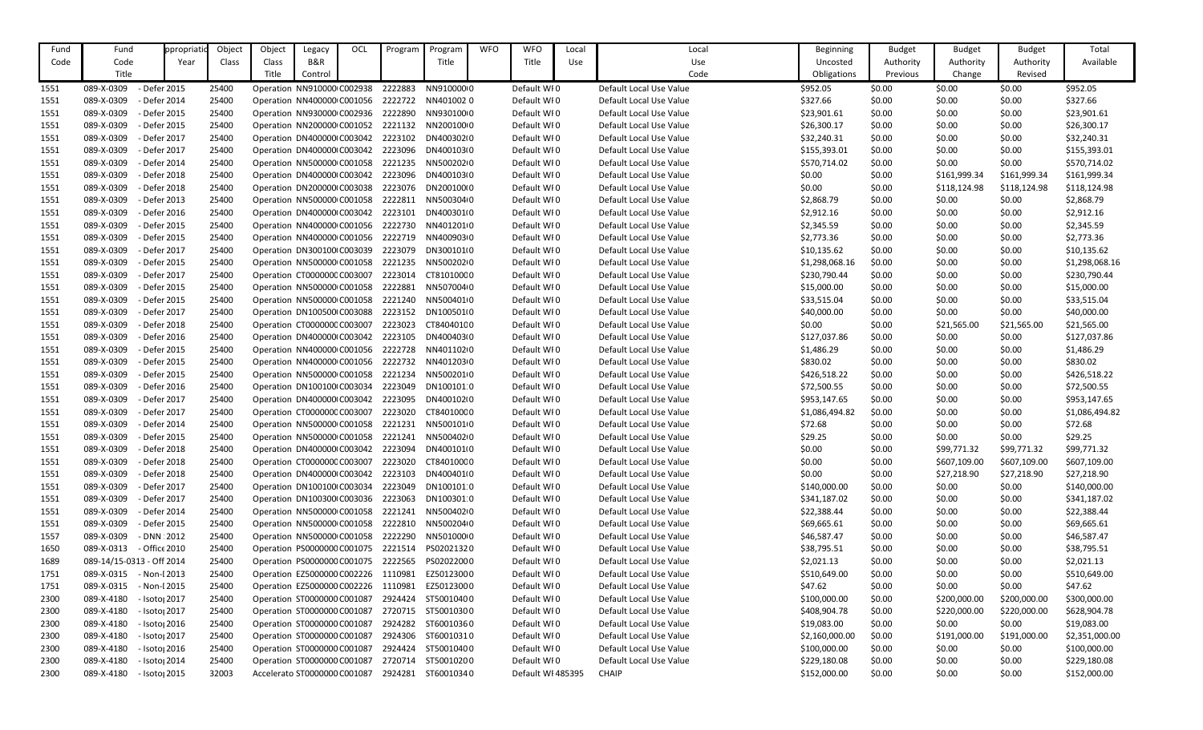| Fund Code | Fund Code Title | Appropriation Year | Object Class | Object Class Title | Legacy B&R Control | OCL | Program | Program Title | WFO | WFO Title | Local Use | Local Use Code | Beginning Uncosted Obligations | Budget Authority Previous | Budget Authority Change | Budget Authority Revised | Total Available |
|---|---|---|---|---|---|---|---|---|---|---|---|---|---|---|---|---|---|
| 1551 | 089-X-0309 | - Defer 2015 | 25400 | Operation | NN910000 | C002938 | 2222883 | NN910000 | 0 | Default WI | 0 | Default Local Use Value | $952.05 | $0.00 | $0.00 | $0.00 | $952.05 |
| 1551 | 089-X-0309 | - Defer 2014 | 25400 | Operation | NN400000 | C001056 | 2222722 | NN401002 | 0 | Default WI | 0 | Default Local Use Value | $327.66 | $0.00 | $0.00 | $0.00 | $327.66 |
| 1551 | 089-X-0309 | - Defer 2015 | 25400 | Operation | NN930000 | C002936 | 2222890 | NN930100 | 0 | Default WI | 0 | Default Local Use Value | $23,901.61 | $0.00 | $0.00 | $0.00 | $23,901.61 |
| 1551 | 089-X-0309 | - Defer 2015 | 25400 | Operation | NN200000 | C001052 | 2221132 | NN200100 | 0 | Default WI | 0 | Default Local Use Value | $26,300.17 | $0.00 | $0.00 | $0.00 | $26,300.17 |
| 1551 | 089-X-0309 | - Defer 2017 | 25400 | Operation | DN400000 | C003042 | 2223102 | DN400302 | 0 | Default WI | 0 | Default Local Use Value | $32,240.31 | $0.00 | $0.00 | $0.00 | $32,240.31 |
| 1551 | 089-X-0309 | - Defer 2017 | 25400 | Operation | DN400000 | C003042 | 2223096 | DN400103 | 0 | Default WI | 0 | Default Local Use Value | $155,393.01 | $0.00 | $0.00 | $0.00 | $155,393.01 |
| 1551 | 089-X-0309 | - Defer 2014 | 25400 | Operation | NN500000 | C001058 | 2221235 | NN500202 | 0 | Default WI | 0 | Default Local Use Value | $570,714.02 | $0.00 | $0.00 | $0.00 | $570,714.02 |
| 1551 | 089-X-0309 | - Defer 2018 | 25400 | Operation | DN400000 | C003042 | 2223096 | DN400103 | 0 | Default WI | 0 | Default Local Use Value | $0.00 | $0.00 | $161,999.34 | $161,999.34 | $161,999.34 |
| 1551 | 089-X-0309 | - Defer 2018 | 25400 | Operation | DN200000 | C003038 | 2223076 | DN200100 | 0 | Default WI | 0 | Default Local Use Value | $0.00 | $0.00 | $118,124.98 | $118,124.98 | $118,124.98 |
| 1551 | 089-X-0309 | - Defer 2013 | 25400 | Operation | NN500000 | C001058 | 2222811 | NN500304 | 0 | Default WI | 0 | Default Local Use Value | $2,868.79 | $0.00 | $0.00 | $0.00 | $2,868.79 |
| 1551 | 089-X-0309 | - Defer 2016 | 25400 | Operation | DN400000 | C003042 | 2223101 | DN400301 | 0 | Default WI | 0 | Default Local Use Value | $2,912.16 | $0.00 | $0.00 | $0.00 | $2,912.16 |
| 1551 | 089-X-0309 | - Defer 2015 | 25400 | Operation | NN400000 | C001056 | 2222730 | NN401201 | 0 | Default WI | 0 | Default Local Use Value | $2,345.59 | $0.00 | $0.00 | $0.00 | $2,345.59 |
| 1551 | 089-X-0309 | - Defer 2015 | 25400 | Operation | NN400000 | C001056 | 2222719 | NN400903 | 0 | Default WI | 0 | Default Local Use Value | $2,773.36 | $0.00 | $0.00 | $0.00 | $2,773.36 |
| 1551 | 089-X-0309 | - Defer 2017 | 25400 | Operation | DN300100 | C003039 | 2223079 | DN300101 | 0 | Default WI | 0 | Default Local Use Value | $10,135.62 | $0.00 | $0.00 | $0.00 | $10,135.62 |
| 1551 | 089-X-0309 | - Defer 2015 | 25400 | Operation | NN500000 | C001058 | 2221235 | NN500202 | 0 | Default WI | 0 | Default Local Use Value | $1,298,068.16 | $0.00 | $0.00 | $0.00 | $1,298,068.16 |
| 1551 | 089-X-0309 | - Defer 2017 | 25400 | Operation | CT000000 | C003007 | 2223014 | CT810100 | 0 | Default WI | 0 | Default Local Use Value | $230,790.44 | $0.00 | $0.00 | $0.00 | $230,790.44 |
| 1551 | 089-X-0309 | - Defer 2015 | 25400 | Operation | NN500000 | C001058 | 2222881 | NN507004 | 0 | Default WI | 0 | Default Local Use Value | $15,000.00 | $0.00 | $0.00 | $0.00 | $15,000.00 |
| 1551 | 089-X-0309 | - Defer 2015 | 25400 | Operation | NN500000 | C001058 | 2221240 | NN500401 | 0 | Default WI | 0 | Default Local Use Value | $33,515.04 | $0.00 | $0.00 | $0.00 | $33,515.04 |
| 1551 | 089-X-0309 | - Defer 2017 | 25400 | Operation | DN100500 | C003088 | 2223152 | DN100501 | 0 | Default WI | 0 | Default Local Use Value | $40,000.00 | $0.00 | $0.00 | $0.00 | $40,000.00 |
| 1551 | 089-X-0309 | - Defer 2018 | 25400 | Operation | CT000000 | C003007 | 2223023 | CT840401 | 0 | Default WI | 0 | Default Local Use Value | $0.00 | $0.00 | $21,565.00 | $21,565.00 | $21,565.00 |
| 1551 | 089-X-0309 | - Defer 2016 | 25400 | Operation | DN400000 | C003042 | 2223105 | DN400403 | 0 | Default WI | 0 | Default Local Use Value | $127,037.86 | $0.00 | $0.00 | $0.00 | $127,037.86 |
| 1551 | 089-X-0309 | - Defer 2015 | 25400 | Operation | NN400000 | C001056 | 2222728 | NN401102 | 0 | Default WI | 0 | Default Local Use Value | $1,486.29 | $0.00 | $0.00 | $0.00 | $1,486.29 |
| 1551 | 089-X-0309 | - Defer 2015 | 25400 | Operation | NN400000 | C001056 | 2222732 | NN401203 | 0 | Default WI | 0 | Default Local Use Value | $830.02 | $0.00 | $0.00 | $0.00 | $830.02 |
| 1551 | 089-X-0309 | - Defer 2015 | 25400 | Operation | NN500000 | C001058 | 2221234 | NN500201 | 0 | Default WI | 0 | Default Local Use Value | $426,518.22 | $0.00 | $0.00 | $0.00 | $426,518.22 |
| 1551 | 089-X-0309 | - Defer 2016 | 25400 | Operation | DN100100 | C003034 | 2223049 | DN100101 | 0 | Default WI | 0 | Default Local Use Value | $72,500.55 | $0.00 | $0.00 | $0.00 | $72,500.55 |
| 1551 | 089-X-0309 | - Defer 2017 | 25400 | Operation | DN400000 | C003042 | 2223095 | DN400102 | 0 | Default WI | 0 | Default Local Use Value | $953,147.65 | $0.00 | $0.00 | $0.00 | $953,147.65 |
| 1551 | 089-X-0309 | - Defer 2017 | 25400 | Operation | CT000000 | C003007 | 2223020 | CT840100 | 0 | Default WI | 0 | Default Local Use Value | $1,086,494.82 | $0.00 | $0.00 | $0.00 | $1,086,494.82 |
| 1551 | 089-X-0309 | - Defer 2014 | 25400 | Operation | NN500000 | C001058 | 2221231 | NN500101 | 0 | Default WI | 0 | Default Local Use Value | $72.68 | $0.00 | $0.00 | $0.00 | $72.68 |
| 1551 | 089-X-0309 | - Defer 2015 | 25400 | Operation | NN500000 | C001058 | 2221241 | NN500402 | 0 | Default WI | 0 | Default Local Use Value | $29.25 | $0.00 | $0.00 | $0.00 | $29.25 |
| 1551 | 089-X-0309 | - Defer 2018 | 25400 | Operation | DN400000 | C003042 | 2223094 | DN400101 | 0 | Default WI | 0 | Default Local Use Value | $0.00 | $0.00 | $99,771.32 | $99,771.32 | $99,771.32 |
| 1551 | 089-X-0309 | - Defer 2018 | 25400 | Operation | CT000000 | C003007 | 2223020 | CT840100 | 0 | Default WI | 0 | Default Local Use Value | $0.00 | $0.00 | $607,109.00 | $607,109.00 | $607,109.00 |
| 1551 | 089-X-0309 | - Defer 2018 | 25400 | Operation | DN400000 | C003042 | 2223103 | DN400401 | 0 | Default WI | 0 | Default Local Use Value | $0.00 | $0.00 | $27,218.90 | $27,218.90 | $27,218.90 |
| 1551 | 089-X-0309 | - Defer 2017 | 25400 | Operation | DN100100 | C003034 | 2223049 | DN100101 | 0 | Default WI | 0 | Default Local Use Value | $140,000.00 | $0.00 | $0.00 | $0.00 | $140,000.00 |
| 1551 | 089-X-0309 | - Defer 2017 | 25400 | Operation | DN100300 | C003036 | 2223063 | DN100301 | 0 | Default WI | 0 | Default Local Use Value | $341,187.02 | $0.00 | $0.00 | $0.00 | $341,187.02 |
| 1551 | 089-X-0309 | - Defer 2014 | 25400 | Operation | NN500000 | C001058 | 2221241 | NN500402 | 0 | Default WI | 0 | Default Local Use Value | $22,388.44 | $0.00 | $0.00 | $0.00 | $22,388.44 |
| 1551 | 089-X-0309 | - Defer 2015 | 25400 | Operation | NN500000 | C001058 | 2222810 | NN500204 | 0 | Default WI | 0 | Default Local Use Value | $69,665.61 | $0.00 | $0.00 | $0.00 | $69,665.61 |
| 1557 | 089-X-0309 | - DNN 2012 | 25400 | Operation | NN500000 | C001058 | 2222290 | NN501000 | 0 | Default WI | 0 | Default Local Use Value | $46,587.47 | $0.00 | $0.00 | $0.00 | $46,587.47 |
| 1650 | 089-X-0313 | - Office 2010 | 25400 | Operation | PS000000 | C001075 | 2221514 | PS020213 | 0 | Default WI | 0 | Default Local Use Value | $38,795.51 | $0.00 | $0.00 | $0.00 | $38,795.51 |
| 1689 | 089-14/15-0313 | - Off 2014 | 25400 | Operation | PS000000 | C001075 | 2222565 | PS020220 | 0 | Default WI | 0 | Default Local Use Value | $2,021.13 | $0.00 | $0.00 | $0.00 | $2,021.13 |
| 1751 | 089-X-0315 | - Non-I 2013 | 25400 | Operation | EZ500000 | C002226 | 1110981 | EZ501230 | 0 | Default WI | 0 | Default Local Use Value | $510,649.00 | $0.00 | $0.00 | $0.00 | $510,649.00 |
| 1751 | 089-X-0315 | - Non-I 2015 | 25400 | Operation | EZ500000 | C002226 | 1110981 | EZ501230 | 0 | Default WI | 0 | Default Local Use Value | $47.62 | $0.00 | $0.00 | $0.00 | $47.62 |
| 2300 | 089-X-4180 | - Isotop 2017 | 25400 | Operation | ST000000 | C001087 | 2924424 | ST500104 | 0 | Default WI | 0 | Default Local Use Value | $100,000.00 | $0.00 | $200,000.00 | $200,000.00 | $300,000.00 |
| 2300 | 089-X-4180 | - Isotop 2017 | 25400 | Operation | ST000000 | C001087 | 2720715 | ST500103 | 0 | Default WI | 0 | Default Local Use Value | $408,904.78 | $0.00 | $220,000.00 | $220,000.00 | $628,904.78 |
| 2300 | 089-X-4180 | - Isotop 2016 | 25400 | Operation | ST000000 | C001087 | 2924282 | ST600103 | 0 | Default WI | 0 | Default Local Use Value | $19,083.00 | $0.00 | $0.00 | $0.00 | $19,083.00 |
| 2300 | 089-X-4180 | - Isotop 2017 | 25400 | Operation | ST000000 | C001087 | 2924306 | ST600103 | 0 | Default WI | 0 | Default Local Use Value | $2,160,000.00 | $0.00 | $191,000.00 | $191,000.00 | $2,351,000.00 |
| 2300 | 089-X-4180 | - Isotop 2016 | 25400 | Operation | ST000000 | C001087 | 2924424 | ST500104 | 0 | Default WI | 0 | Default Local Use Value | $100,000.00 | $0.00 | $0.00 | $0.00 | $100,000.00 |
| 2300 | 089-X-4180 | - Isotop 2014 | 25400 | Operation | ST000000 | C001087 | 2720714 | ST500102 | 0 | Default WI | 0 | Default Local Use Value | $229,180.08 | $0.00 | $0.00 | $0.00 | $229,180.08 |
| 2300 | 089-X-4180 | - Isotop 2015 | 32003 | Accelerato | ST000000 | C001087 | 2924281 | ST600103 | 0 | Default WI | 485395 | CHAIP | $152,000.00 | $0.00 | $0.00 | $0.00 | $152,000.00 |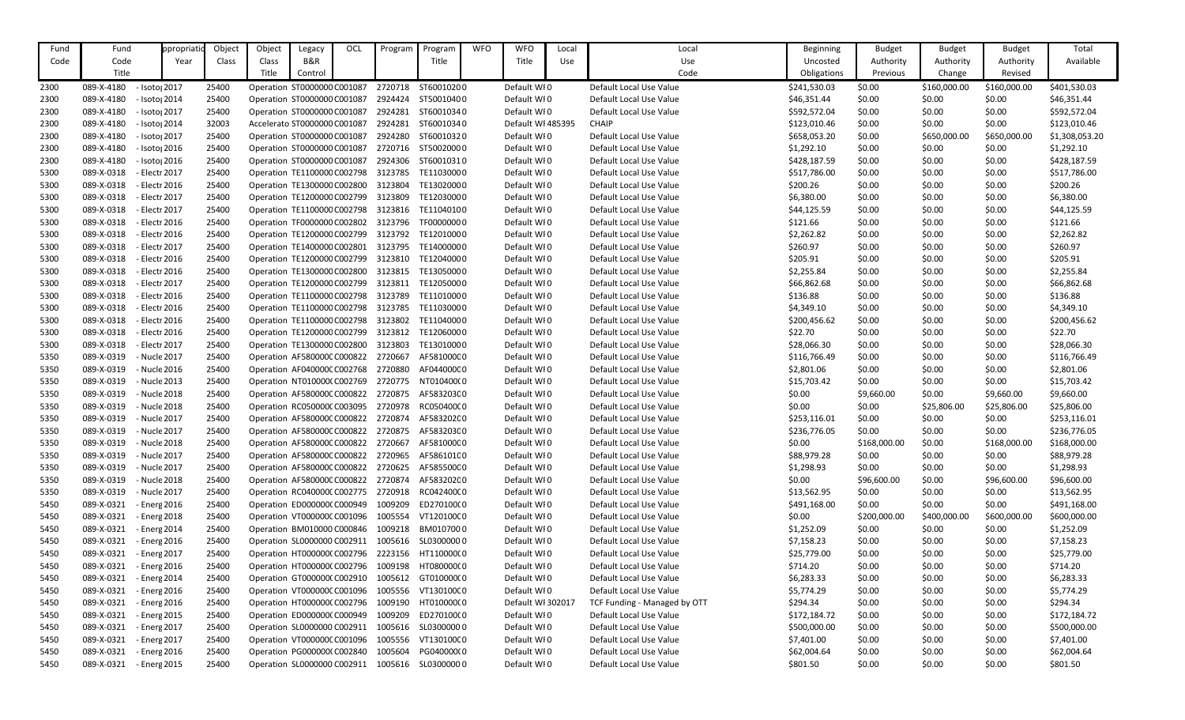| Fund Code | Fund Code Title | Appropriation Year | Object Class | Object Class Title | Legacy B&R Control | OCL | Program | Program Title | WFO | WFO Title | Local Use | Local Use Code | Beginning Uncosted Obligations | Budget Authority Previous | Budget Authority Change | Budget Authority Revised | Total Available |
|---|---|---|---|---|---|---|---|---|---|---|---|---|---|---|---|---|---|
| 2300 | 089-X-4180 | - Isotoı 2017 | 25400 | Operation | ST0000000 | C001087 | 2720718 | ST60010200 | | Default WI | 0 | Default Local Use Value | $241,530.03 | $0.00 | $160,000.00 | $160,000.00 | $401,530.03 |
| 2300 | 089-X-4180 | - Isotoı 2014 | 25400 | Operation | ST0000000 | C001087 | 2924424 | ST50010400 | | Default WI | 0 | Default Local Use Value | $46,351.44 | $0.00 | $0.00 | $0.00 | $46,351.44 |
| 2300 | 089-X-4180 | - Isotoı 2017 | 25400 | Operation | ST0000000 | C001087 | 2924281 | ST60010340 | | Default WI | 0 | Default Local Use Value | $592,572.04 | $0.00 | $0.00 | $0.00 | $592,572.04 |
| 2300 | 089-X-4180 | - Isotoı 2014 | 32003 | Accelerato | ST0000000 | C001087 | 2924281 | ST60010340 | | Default WI | 485395 | CHAIP | $123,010.46 | $0.00 | $0.00 | $0.00 | $123,010.46 |
| 2300 | 089-X-4180 | - Isotoı 2017 | 25400 | Operation | ST0000000 | C001087 | 2924280 | ST60010320 | | Default WI | 0 | Default Local Use Value | $658,053.20 | $0.00 | $650,000.00 | $650,000.00 | $1,308,053.20 |
| 2300 | 089-X-4180 | - Isotoı 2016 | 25400 | Operation | ST0000000 | C001087 | 2720716 | ST50020000 | | Default WI | 0 | Default Local Use Value | $1,292.10 | $0.00 | $0.00 | $0.00 | $1,292.10 |
| 2300 | 089-X-4180 | - Isotoı 2016 | 25400 | Operation | ST0000000 | C001087 | 2924306 | ST60010310 | | Default WI | 0 | Default Local Use Value | $428,187.59 | $0.00 | $0.00 | $0.00 | $428,187.59 |
| 5300 | 089-X-0318 | - Electr 2017 | 25400 | Operation | TE1100000 | C002798 | 3123785 | TE11030000 | | Default WI | 0 | Default Local Use Value | $517,786.00 | $0.00 | $0.00 | $0.00 | $517,786.00 |
| 5300 | 089-X-0318 | - Electr 2016 | 25400 | Operation | TE1300000 | C002800 | 3123804 | TE13020000 | | Default WI | 0 | Default Local Use Value | $200.26 | $0.00 | $0.00 | $0.00 | $200.26 |
| 5300 | 089-X-0318 | - Electr 2017 | 25400 | Operation | TE1200000 | C002799 | 3123809 | TE12030000 | | Default WI | 0 | Default Local Use Value | $6,380.00 | $0.00 | $0.00 | $0.00 | $6,380.00 |
| 5300 | 089-X-0318 | - Electr 2017 | 25400 | Operation | TE1100000 | C002798 | 3123816 | TE11040100 | | Default WI | 0 | Default Local Use Value | $44,125.59 | $0.00 | $0.00 | $0.00 | $44,125.59 |
| 5300 | 089-X-0318 | - Electr 2016 | 25400 | Operation | TF0000000 | C002802 | 3123796 | TF00000000 | | Default WI | 0 | Default Local Use Value | $121.66 | $0.00 | $0.00 | $0.00 | $121.66 |
| 5300 | 089-X-0318 | - Electr 2016 | 25400 | Operation | TE1200000 | C002799 | 3123792 | TE12010000 | | Default WI | 0 | Default Local Use Value | $2,262.82 | $0.00 | $0.00 | $0.00 | $2,262.82 |
| 5300 | 089-X-0318 | - Electr 2017 | 25400 | Operation | TE1400000 | C002801 | 3123795 | TE14000000 | | Default WI | 0 | Default Local Use Value | $260.97 | $0.00 | $0.00 | $0.00 | $260.97 |
| 5300 | 089-X-0318 | - Electr 2016 | 25400 | Operation | TE1200000 | C002799 | 3123810 | TE12040000 | | Default WI | 0 | Default Local Use Value | $205.91 | $0.00 | $0.00 | $0.00 | $205.91 |
| 5300 | 089-X-0318 | - Electr 2016 | 25400 | Operation | TE1300000 | C002800 | 3123815 | TE13050000 | | Default WI | 0 | Default Local Use Value | $2,255.84 | $0.00 | $0.00 | $0.00 | $2,255.84 |
| 5300 | 089-X-0318 | - Electr 2017 | 25400 | Operation | TE1200000 | C002799 | 3123811 | TE12050000 | | Default WI | 0 | Default Local Use Value | $66,862.68 | $0.00 | $0.00 | $0.00 | $66,862.68 |
| 5300 | 089-X-0318 | - Electr 2016 | 25400 | Operation | TE1100000 | C002798 | 3123789 | TE11010000 | | Default WI | 0 | Default Local Use Value | $136.88 | $0.00 | $0.00 | $0.00 | $136.88 |
| 5300 | 089-X-0318 | - Electr 2016 | 25400 | Operation | TE1100000 | C002798 | 3123785 | TE11030000 | | Default WI | 0 | Default Local Use Value | $4,349.10 | $0.00 | $0.00 | $0.00 | $4,349.10 |
| 5300 | 089-X-0318 | - Electr 2016 | 25400 | Operation | TE1100000 | C002798 | 3123802 | TE11040000 | | Default WI | 0 | Default Local Use Value | $200,456.62 | $0.00 | $0.00 | $0.00 | $200,456.62 |
| 5300 | 089-X-0318 | - Electr 2016 | 25400 | Operation | TE1200000 | C002799 | 3123812 | TE12060000 | | Default WI | 0 | Default Local Use Value | $22.70 | $0.00 | $0.00 | $0.00 | $22.70 |
| 5300 | 089-X-0318 | - Electr 2017 | 25400 | Operation | TE1300000 | C002800 | 3123803 | TE13010000 | | Default WI | 0 | Default Local Use Value | $28,066.30 | $0.00 | $0.00 | $0.00 | $28,066.30 |
| 5350 | 089-X-0319 | - Nucle 2017 | 25400 | Operation | AF5800000 | C000822 | 2720667 | AF5810000 | | Default WI | 0 | Default Local Use Value | $116,766.49 | $0.00 | $0.00 | $0.00 | $116,766.49 |
| 5350 | 089-X-0319 | - Nucle 2016 | 25400 | Operation | AF0400000 | C002768 | 2720880 | AF0440000 | | Default WI | 0 | Default Local Use Value | $2,801.06 | $0.00 | $0.00 | $0.00 | $2,801.06 |
| 5350 | 089-X-0319 | - Nucle 2013 | 25400 | Operation | NT0100000 | C002769 | 2720775 | NT0104000 | | Default WI | 0 | Default Local Use Value | $15,703.42 | $0.00 | $0.00 | $0.00 | $15,703.42 |
| 5350 | 089-X-0319 | - Nucle 2018 | 25400 | Operation | AF5800000 | C000822 | 2720875 | AF5832030 | | Default WI | 0 | Default Local Use Value | $0.00 | $9,660.00 | $0.00 | $9,660.00 | $9,660.00 |
| 5350 | 089-X-0319 | - Nucle 2018 | 25400 | Operation | RC0500000 | C003095 | 2720978 | RC0504000 | | Default WI | 0 | Default Local Use Value | $0.00 | $0.00 | $25,806.00 | $25,806.00 | $25,806.00 |
| 5350 | 089-X-0319 | - Nucle 2017 | 25400 | Operation | AF5800000 | C000822 | 2720874 | AF5832020 | | Default WI | 0 | Default Local Use Value | $253,116.01 | $0.00 | $0.00 | $0.00 | $253,116.01 |
| 5350 | 089-X-0319 | - Nucle 2017 | 25400 | Operation | AF5800000 | C000822 | 2720875 | AF5832030 | | Default WI | 0 | Default Local Use Value | $236,776.05 | $0.00 | $0.00 | $0.00 | $236,776.05 |
| 5350 | 089-X-0319 | - Nucle 2018 | 25400 | Operation | AF5800000 | C000822 | 2720667 | AF5810000 | | Default WI | 0 | Default Local Use Value | $0.00 | $168,000.00 | $0.00 | $168,000.00 | $168,000.00 |
| 5350 | 089-X-0319 | - Nucle 2017 | 25400 | Operation | AF5800000 | C000822 | 2720965 | AF5861010 | | Default WI | 0 | Default Local Use Value | $88,979.28 | $0.00 | $0.00 | $0.00 | $88,979.28 |
| 5350 | 089-X-0319 | - Nucle 2017 | 25400 | Operation | AF5800000 | C000822 | 2720625 | AF5855000 | | Default WI | 0 | Default Local Use Value | $1,298.93 | $0.00 | $0.00 | $0.00 | $1,298.93 |
| 5350 | 089-X-0319 | - Nucle 2018 | 25400 | Operation | AF5800000 | C000822 | 2720874 | AF5832020 | | Default WI | 0 | Default Local Use Value | $0.00 | $96,600.00 | $0.00 | $96,600.00 | $96,600.00 |
| 5350 | 089-X-0319 | - Nucle 2017 | 25400 | Operation | RC0400000 | C002775 | 2720918 | RC0424000 | | Default WI | 0 | Default Local Use Value | $13,562.95 | $0.00 | $0.00 | $0.00 | $13,562.95 |
| 5450 | 089-X-0321 | - Energ 2016 | 25400 | Operation | ED0000000 | C000949 | 1009209 | ED2701000 | | Default WI | 0 | Default Local Use Value | $491,168.00 | $0.00 | $0.00 | $0.00 | $491,168.00 |
| 5450 | 089-X-0321 | - Energ 2018 | 25400 | Operation | VT0000000 | C001096 | 1005554 | VT1201000 | | Default WI | 0 | Default Local Use Value | $0.00 | $200,000.00 | $400,000.00 | $600,000.00 | $600,000.00 |
| 5450 | 089-X-0321 | - Energ 2014 | 25400 | Operation | BM010000 | C000846 | 1009218 | BM0107000 | | Default WI | 0 | Default Local Use Value | $1,252.09 | $0.00 | $0.00 | $0.00 | $1,252.09 |
| 5450 | 089-X-0321 | - Energ 2016 | 25400 | Operation | SL0000000 | C002911 | 1005616 | SL0300000 | | Default WI | 0 | Default Local Use Value | $7,158.23 | $0.00 | $0.00 | $0.00 | $7,158.23 |
| 5450 | 089-X-0321 | - Energ 2017 | 25400 | Operation | HT0000000 | C002796 | 2223156 | HT1100000 | | Default WI | 0 | Default Local Use Value | $25,779.00 | $0.00 | $0.00 | $0.00 | $25,779.00 |
| 5450 | 089-X-0321 | - Energ 2016 | 25400 | Operation | HT0000000 | C002796 | 1009198 | HT0800000 | | Default WI | 0 | Default Local Use Value | $714.20 | $0.00 | $0.00 | $0.00 | $714.20 |
| 5450 | 089-X-0321 | - Energ 2014 | 25400 | Operation | GT0000000 | C002910 | 1005612 | GT0100000 | | Default WI | 0 | Default Local Use Value | $6,283.33 | $0.00 | $0.00 | $0.00 | $6,283.33 |
| 5450 | 089-X-0321 | - Energ 2016 | 25400 | Operation | VT0000000 | C001096 | 1005556 | VT1301000 | | Default WI | 0 | Default Local Use Value | $5,774.29 | $0.00 | $0.00 | $0.00 | $5,774.29 |
| 5450 | 089-X-0321 | - Energ 2016 | 25400 | Operation | HT0000000 | C002796 | 1009190 | HT0100000 | | Default WI | 302017 | TCF Funding - Managed by OTT | $294.34 | $0.00 | $0.00 | $0.00 | $294.34 |
| 5450 | 089-X-0321 | - Energ 2015 | 25400 | Operation | ED0000000 | C000949 | 1009209 | ED2701000 | | Default WI | 0 | Default Local Use Value | $172,184.72 | $0.00 | $0.00 | $0.00 | $172,184.72 |
| 5450 | 089-X-0321 | - Energ 2017 | 25400 | Operation | SL0000000 | C002911 | 1005616 | SL0300000 | | Default WI | 0 | Default Local Use Value | $500,000.00 | $0.00 | $0.00 | $0.00 | $500,000.00 |
| 5450 | 089-X-0321 | - Energ 2017 | 25400 | Operation | VT0000000 | C001096 | 1005556 | VT1301000 | | Default WI | 0 | Default Local Use Value | $7,401.00 | $0.00 | $0.00 | $0.00 | $7,401.00 |
| 5450 | 089-X-0321 | - Energ 2016 | 25400 | Operation | PG0000000 | C002840 | 1005604 | PG0400000 | | Default WI | 0 | Default Local Use Value | $62,004.64 | $0.00 | $0.00 | $0.00 | $62,004.64 |
| 5450 | 089-X-0321 | - Energ 2015 | 25400 | Operation | SL0000000 | C002911 | 1005616 | SL0300000 | | Default WI | 0 | Default Local Use Value | $801.50 | $0.00 | $0.00 | $0.00 | $801.50 |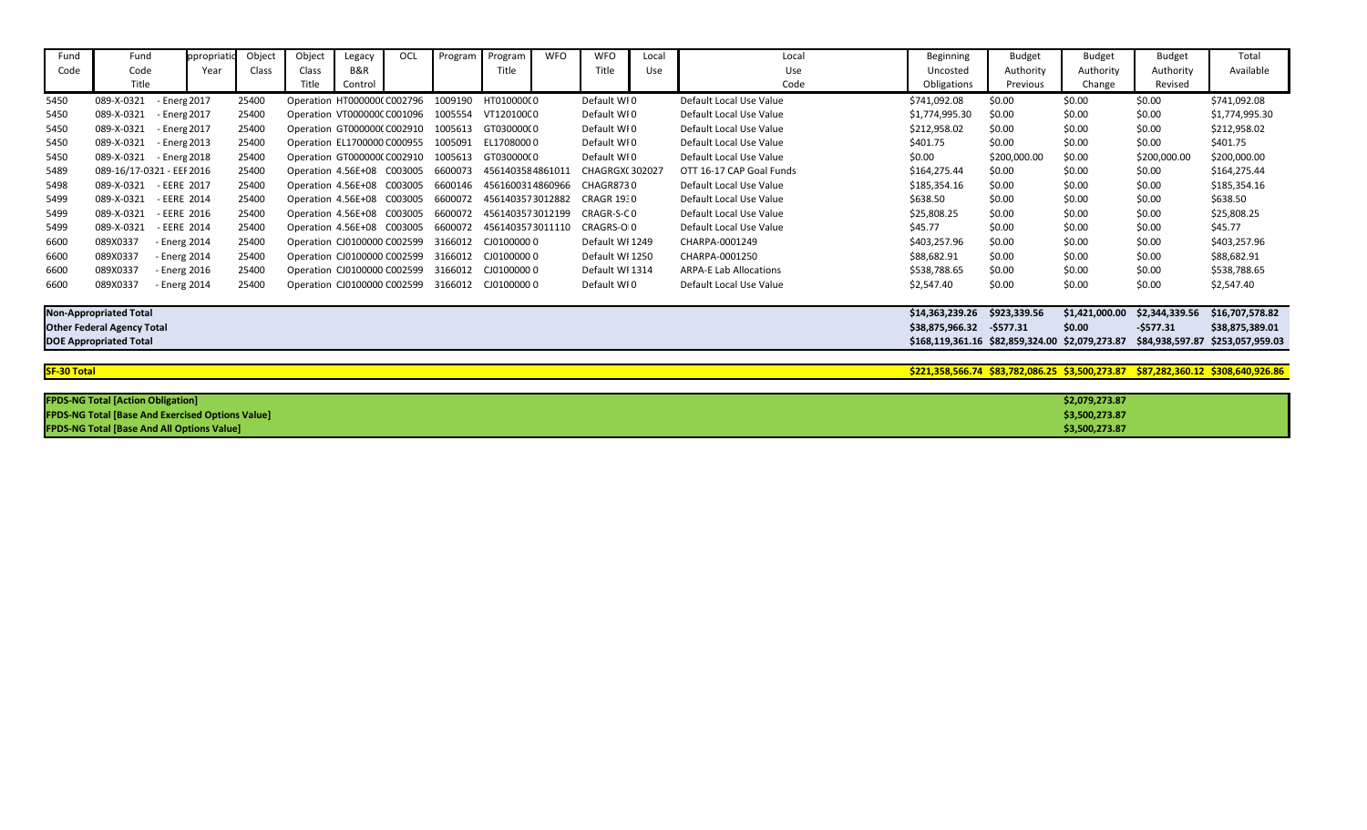| Fund Code | Fund Code Title | ppropriatio Year | Object Class | Object Class Title | Legacy B&R Control | OCL | Program | Program Title | WFO | WFO Title | Local Use | Local Use Code | Beginning Uncosted Obligations | Budget Authority Previous | Budget Authority Change | Budget Authority Revised | Total Available |
|---|---|---|---|---|---|---|---|---|---|---|---|---|---|---|---|---|---|
| 5450 | 089-X-0321 - Energ | 2017 | 25400 | Operation | HT000000( | C002796 | 1009190 | HT010000( | 0 | Default W | 0 | Default Local Use Value | $741,092.08 | $0.00 | $0.00 | $0.00 | $741,092.08 |
| 5450 | 089-X-0321 - Energ | 2017 | 25400 | Operation | VT000000( | C001096 | 1005554 | VT120100( | 0 | Default W | 0 | Default Local Use Value | $1,774,995.30 | $0.00 | $0.00 | $0.00 | $1,774,995.30 |
| 5450 | 089-X-0321 - Energ | 2017 | 25400 | Operation | GT000000( | C002910 | 1005613 | GT030000( | 0 | Default W | 0 | Default Local Use Value | $212,958.02 | $0.00 | $0.00 | $0.00 | $212,958.02 |
| 5450 | 089-X-0321 - Energ | 2013 | 25400 | Operation | EL1700000 | C000955 | 1005091 | EL1708000 | 0 | Default W | 0 | Default Local Use Value | $401.75 | $0.00 | $0.00 | $0.00 | $401.75 |
| 5450 | 089-X-0321 - Energ | 2018 | 25400 | Operation | GT000000( | C002910 | 1005613 | GT030000( | 0 | Default W | 0 | Default Local Use Value | $0.00 | $200,000.00 | $0.00 | $200,000.00 | $200,000.00 |
| 5489 | 089-16/17-0321 - EEF | 2016 | 25400 | Operation | 4.56E+08 | C003005 | 6600073 | 4561403584861011 | | CHAGRGX( | 302027 | OTT 16-17 CAP Goal Funds | $164,275.44 | $0.00 | $0.00 | $0.00 | $164,275.44 |
| 5498 | 089-X-0321 - EERE | 2017 | 25400 | Operation | 4.56E+08 | C003005 | 6600146 | 4561600314860966 | | CHAGR873 | 0 | Default Local Use Value | $185,354.16 | $0.00 | $0.00 | $0.00 | $185,354.16 |
| 5499 | 089-X-0321 - EERE | 2014 | 25400 | Operation | 4.56E+08 | C003005 | 6600072 | 4561403573012882 | | CRAGR 19: | 0 | Default Local Use Value | $638.50 | $0.00 | $0.00 | $0.00 | $638.50 |
| 5499 | 089-X-0321 - EERE | 2016 | 25400 | Operation | 4.56E+08 | C003005 | 6600072 | 4561403573012199 | | CRAGR-S-C | 0 | Default Local Use Value | $25,808.25 | $0.00 | $0.00 | $0.00 | $25,808.25 |
| 5499 | 089-X-0321 - EERE | 2014 | 25400 | Operation | 4.56E+08 | C003005 | 6600072 | 4561403573011110 | | CRAGRS-O | 0 | Default Local Use Value | $45.77 | $0.00 | $0.00 | $0.00 | $45.77 |
| 6600 | 089X0337 - Energ | 2014 | 25400 | Operation | CJ0100000 | C002599 | 3166012 | CJ0100000 | 0 | Default W | 1249 | CHARPA-0001249 | $403,257.96 | $0.00 | $0.00 | $0.00 | $403,257.96 |
| 6600 | 089X0337 - Energ | 2014 | 25400 | Operation | CJ0100000 | C002599 | 3166012 | CJ0100000 | 0 | Default W | 1250 | CHARPA-0001250 | $88,682.91 | $0.00 | $0.00 | $0.00 | $88,682.91 |
| 6600 | 089X0337 - Energ | 2016 | 25400 | Operation | CJ0100000 | C002599 | 3166012 | CJ0100000 | 0 | Default W | 1314 | ARPA-E Lab Allocations | $538,788.65 | $0.00 | $0.00 | $0.00 | $538,788.65 |
| 6600 | 089X0337 - Energ | 2014 | 25400 | Operation | CJ0100000 | C002599 | 3166012 | CJ0100000 | 0 | Default W | 0 | Default Local Use Value | $2,547.40 | $0.00 | $0.00 | $0.00 | $2,547.40 |
| **Non-Appropriated Total** | | | | | | | | | | | | | **$14,363,239.26** | **$923,339.56** | **$1,421,000.00** | **$2,344,339.56** | **$16,707,578.82** |
| **Other Federal Agency Total** | | | | | | | | | | | | | **$38,875,966.32** | **-$577.31** | **$0.00** | **-$577.31** | **$38,875,389.01** |
| **DOE Appropriated Total** | | | | | | | | | | | | | **$168,119,361.16** | **$82,859,324.00** | **$2,079,273.87** | **$84,938,597.87** | **$253,057,959.03** |
| **SF-30 Total** | | | | | | | | | | | | | **$221,358,566.74** | **$83,782,086.25** | **$3,500,273.87** | **$87,282,360.12** | **$308,640,926.86** |

| | |
|---|---|
| **FPDS-NG Total [Action Obligation]** | **$2,079,273.87** |
| **FPDS-NG Total [Base And Exercised Options Value]** | **$3,500,273.87** |
| **FPDS-NG Total [Base And All Options Value]** | **$3,500,273.87** |